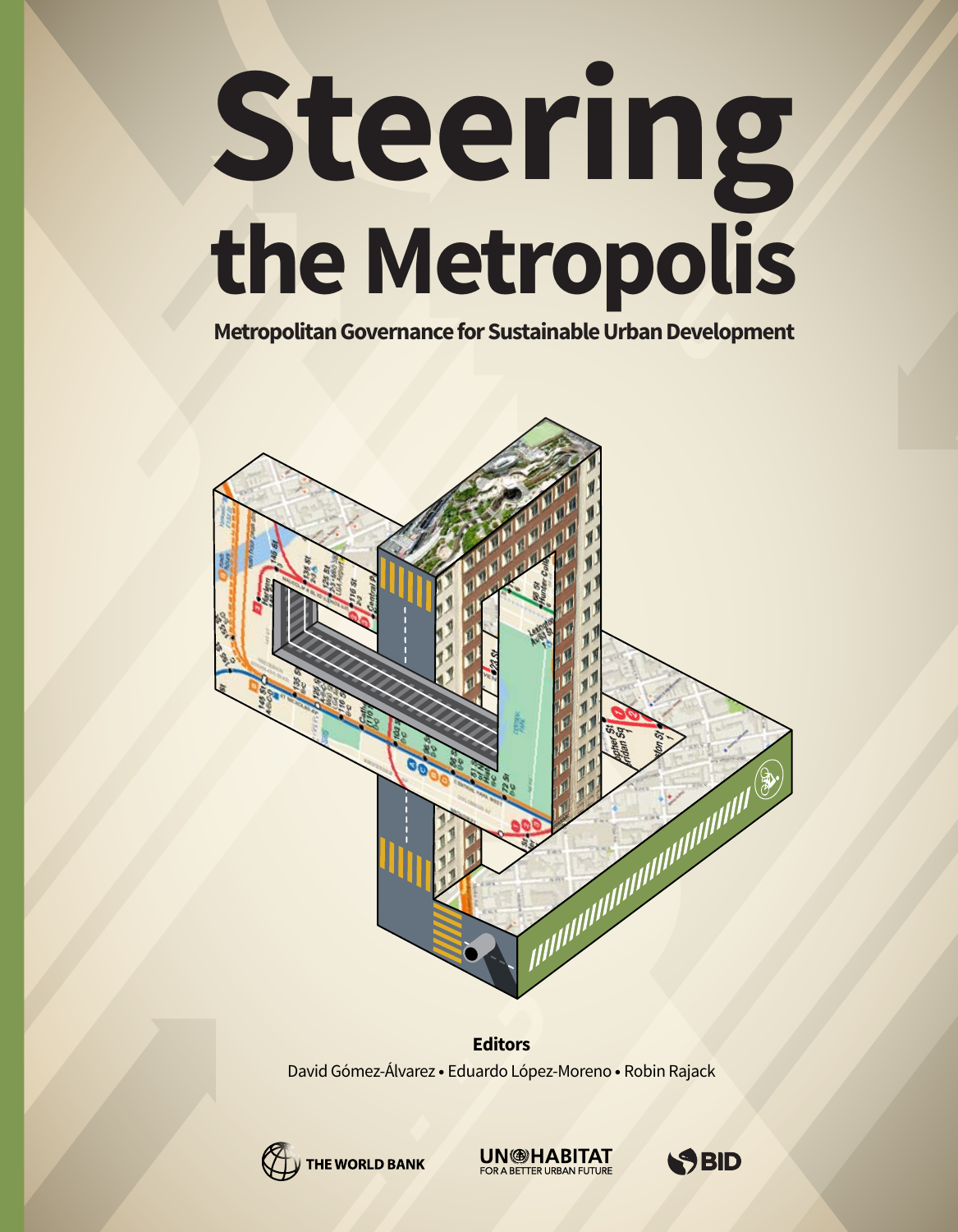# Steering the Metropolis

**Metropolitan Governance for Sustainable Urban Development**

**Editors**

David Gómez-Álvarez • Eduardo López-Moreno • Robin Rajack

THE WORLD BANK

UN-HABITAT
FOR A BETTER URBAN FUTURE

BID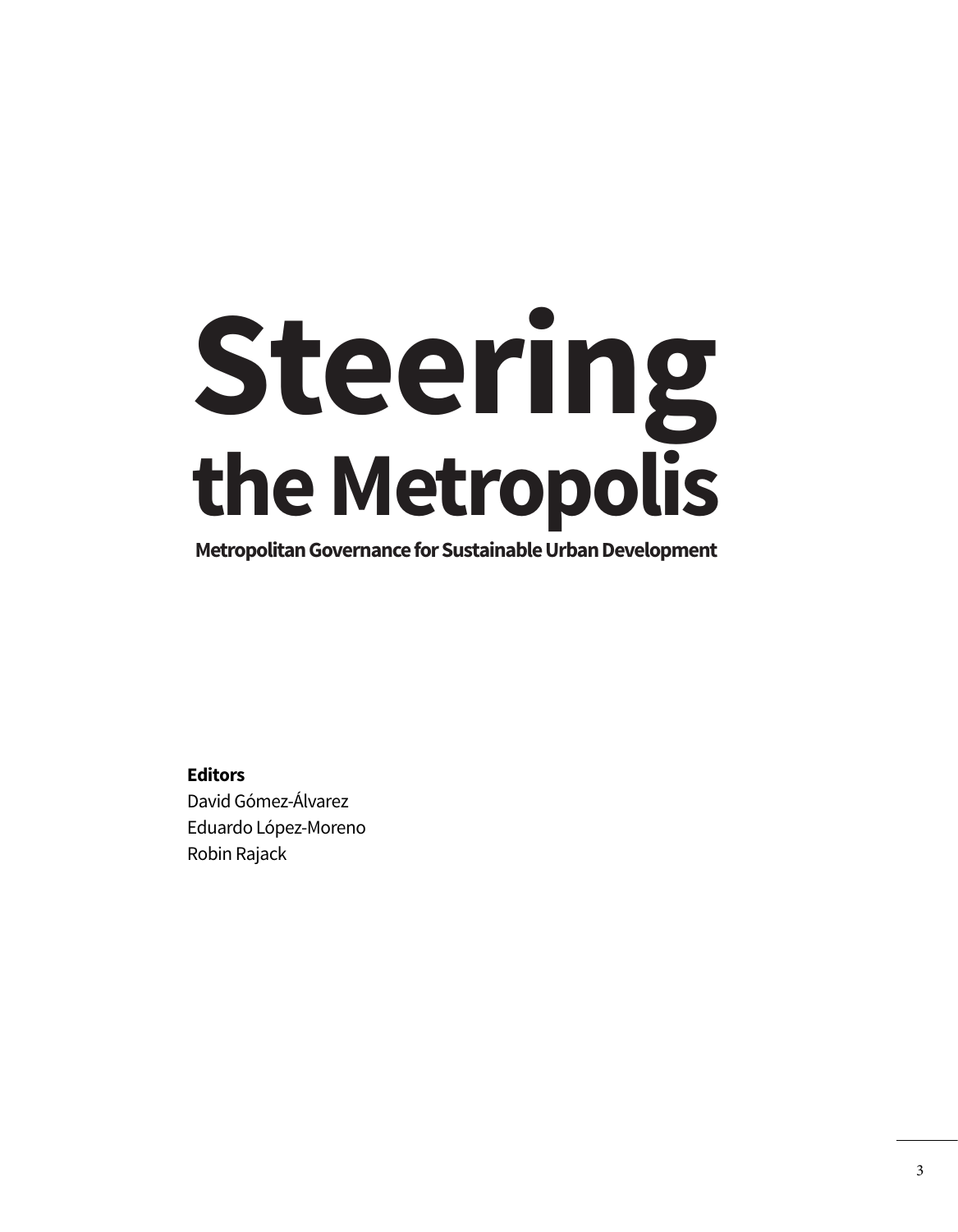# Steering the Metropolis

## Metropolitan Governance for Sustainable Urban Development

**Editors**

David Gómez-Álvarez
Eduardo López-Moreno
Robin Rajack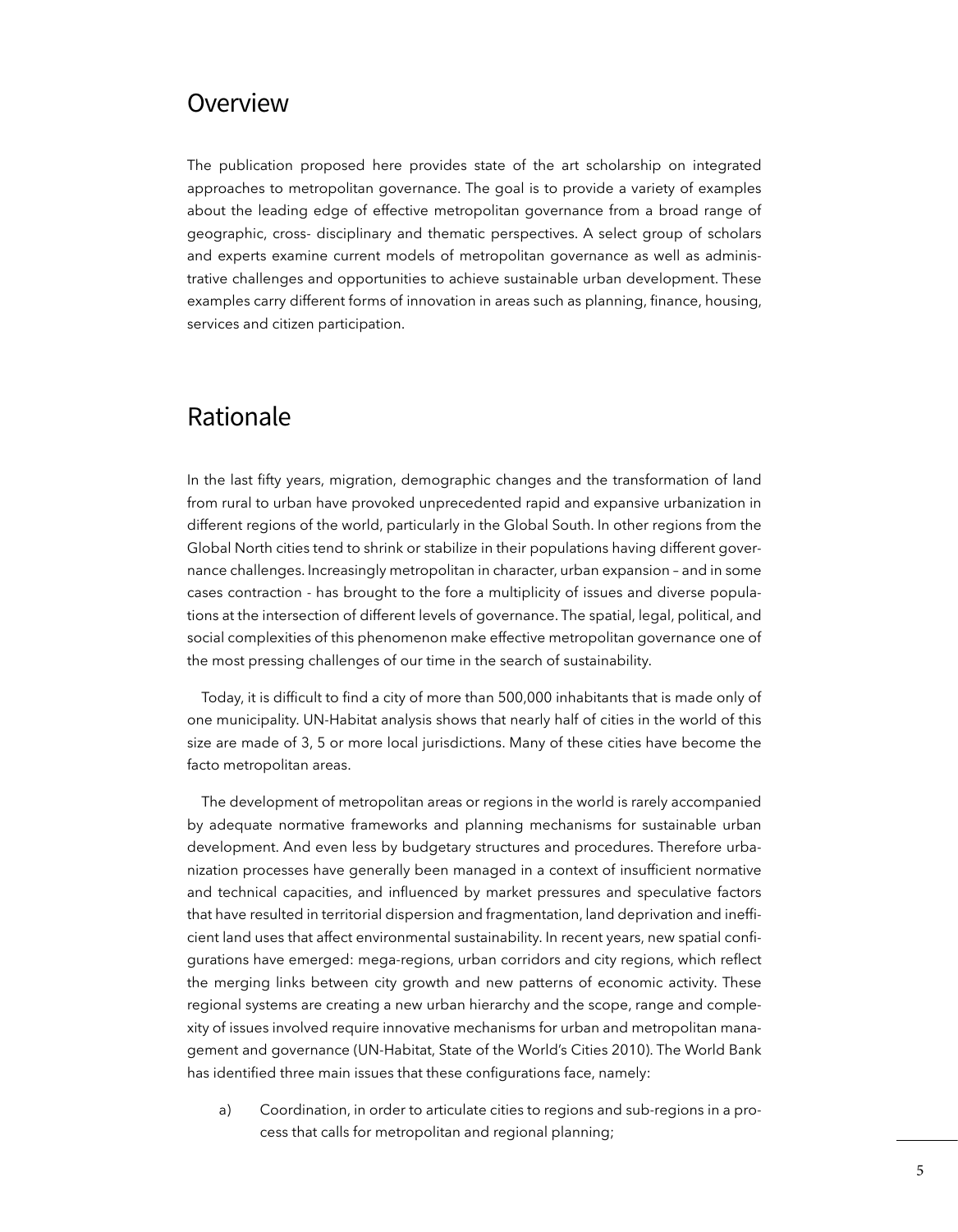## Overview

The publication proposed here provides state of the art scholarship on integrated approaches to metropolitan governance. The goal is to provide a variety of examples about the leading edge of effective metropolitan governance from a broad range of geographic, cross- disciplinary and thematic perspectives. A select group of scholars and experts examine current models of metropolitan governance as well as administrative challenges and opportunities to achieve sustainable urban development. These examples carry different forms of innovation in areas such as planning, finance, housing, services and citizen participation.

## Rationale

In the last fifty years, migration, demographic changes and the transformation of land from rural to urban have provoked unprecedented rapid and expansive urbanization in different regions of the world, particularly in the Global South. In other regions from the Global North cities tend to shrink or stabilize in their populations having different governance challenges. Increasingly metropolitan in character, urban expansion – and in some cases contraction - has brought to the fore a multiplicity of issues and diverse populations at the intersection of different levels of governance. The spatial, legal, political, and social complexities of this phenomenon make effective metropolitan governance one of the most pressing challenges of our time in the search of sustainability.

Today, it is difficult to find a city of more than 500,000 inhabitants that is made only of one municipality. UN-Habitat analysis shows that nearly half of cities in the world of this size are made of 3, 5 or more local jurisdictions. Many of these cities have become the facto metropolitan areas.

The development of metropolitan areas or regions in the world is rarely accompanied by adequate normative frameworks and planning mechanisms for sustainable urban development. And even less by budgetary structures and procedures. Therefore urbanization processes have generally been managed in a context of insufficient normative and technical capacities, and influenced by market pressures and speculative factors that have resulted in territorial dispersion and fragmentation, land deprivation and inefficient land uses that affect environmental sustainability. In recent years, new spatial configurations have emerged: mega-regions, urban corridors and city regions, which reflect the merging links between city growth and new patterns of economic activity. These regional systems are creating a new urban hierarchy and the scope, range and complexity of issues involved require innovative mechanisms for urban and metropolitan management and governance (UN-Habitat, State of the World's Cities 2010). The World Bank has identified three main issues that these configurations face, namely:

a) Coordination, in order to articulate cities to regions and sub-regions in a process that calls for metropolitan and regional planning;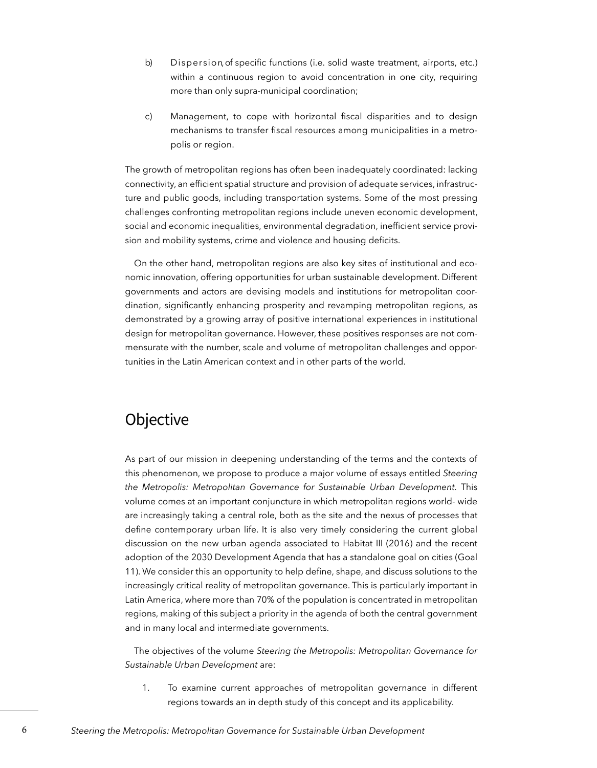b) Dispersion, of specific functions (i.e. solid waste treatment, airports, etc.) within a continuous region to avoid concentration in one city, requiring more than only supra-municipal coordination;

c) Management, to cope with horizontal fiscal disparities and to design mechanisms to transfer fiscal resources among municipalities in a metropolis or region.

The growth of metropolitan regions has often been inadequately coordinated: lacking connectivity, an efficient spatial structure and provision of adequate services, infrastructure and public goods, including transportation systems. Some of the most pressing challenges confronting metropolitan regions include uneven economic development, social and economic inequalities, environmental degradation, inefficient service provision and mobility systems, crime and violence and housing deficits.

On the other hand, metropolitan regions are also key sites of institutional and economic innovation, offering opportunities for urban sustainable development. Different governments and actors are devising models and institutions for metropolitan coordination, significantly enhancing prosperity and revamping metropolitan regions, as demonstrated by a growing array of positive international experiences in institutional design for metropolitan governance. However, these positives responses are not commensurate with the number, scale and volume of metropolitan challenges and opportunities in the Latin American context and in other parts of the world.

## Objective

As part of our mission in deepening understanding of the terms and the contexts of this phenomenon, we propose to produce a major volume of essays entitled *Steering the Metropolis: Metropolitan Governance for Sustainable Urban Development*. This volume comes at an important conjuncture in which metropolitan regions world- wide are increasingly taking a central role, both as the site and the nexus of processes that define contemporary urban life. It is also very timely considering the current global discussion on the new urban agenda associated to Habitat III (2016) and the recent adoption of the 2030 Development Agenda that has a standalone goal on cities (Goal 11). We consider this an opportunity to help define, shape, and discuss solutions to the increasingly critical reality of metropolitan governance. This is particularly important in Latin America, where more than 70% of the population is concentrated in metropolitan regions, making of this subject a priority in the agenda of both the central government and in many local and intermediate governments.

The objectives of the volume *Steering the Metropolis: Metropolitan Governance for Sustainable Urban Development* are:

1. To examine current approaches of metropolitan governance in different regions towards an in depth study of this concept and its applicability.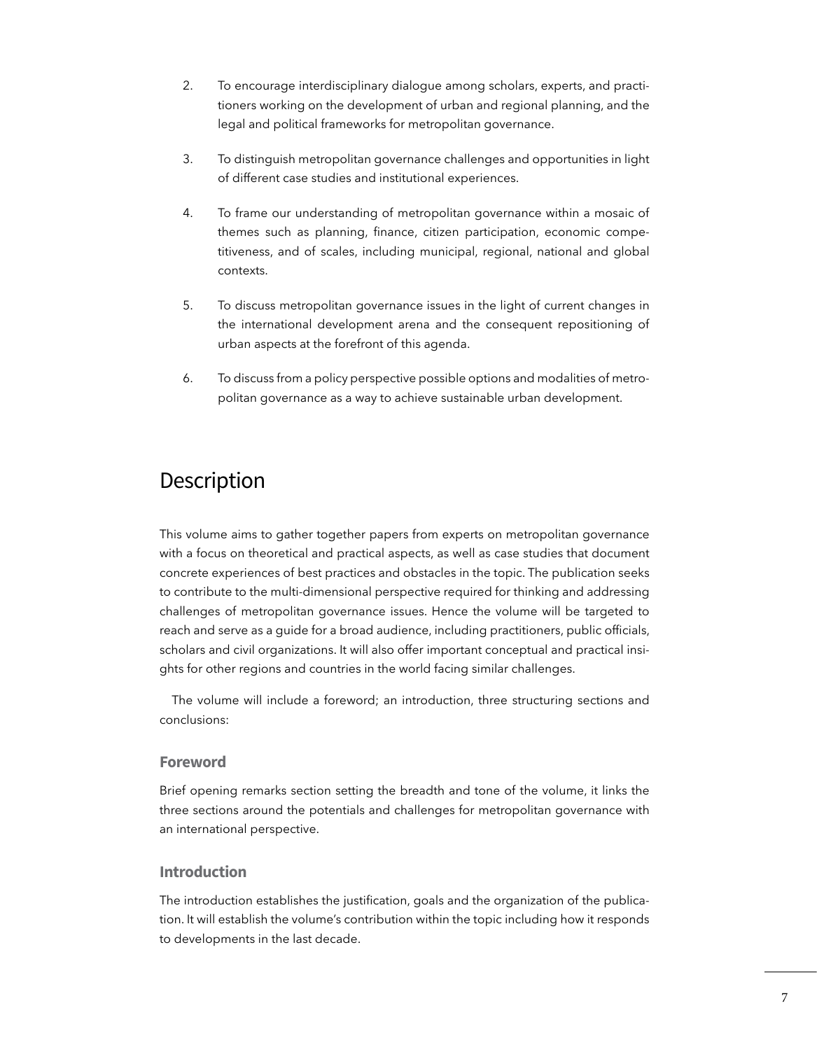2. To encourage interdisciplinary dialogue among scholars, experts, and practitioners working on the development of urban and regional planning, and the legal and political frameworks for metropolitan governance.

3. To distinguish metropolitan governance challenges and opportunities in light of different case studies and institutional experiences.

4. To frame our understanding of metropolitan governance within a mosaic of themes such as planning, finance, citizen participation, economic competitiveness, and of scales, including municipal, regional, national and global contexts.

5. To discuss metropolitan governance issues in the light of current changes in the international development arena and the consequent repositioning of urban aspects at the forefront of this agenda.

6. To discuss from a policy perspective possible options and modalities of metropolitan governance as a way to achieve sustainable urban development.

# Description

This volume aims to gather together papers from experts on metropolitan governance with a focus on theoretical and practical aspects, as well as case studies that document concrete experiences of best practices and obstacles in the topic. The publication seeks to contribute to the multi-dimensional perspective required for thinking and addressing challenges of metropolitan governance issues. Hence the volume will be targeted to reach and serve as a guide for a broad audience, including practitioners, public officials, scholars and civil organizations. It will also offer important conceptual and practical insights for other regions and countries in the world facing similar challenges.

The volume will include a foreword; an introduction, three structuring sections and conclusions:

### Foreword

Brief opening remarks section setting the breadth and tone of the volume, it links the three sections around the potentials and challenges for metropolitan governance with an international perspective.

### Introduction

The introduction establishes the justification, goals and the organization of the publication. It will establish the volume's contribution within the topic including how it responds to developments in the last decade.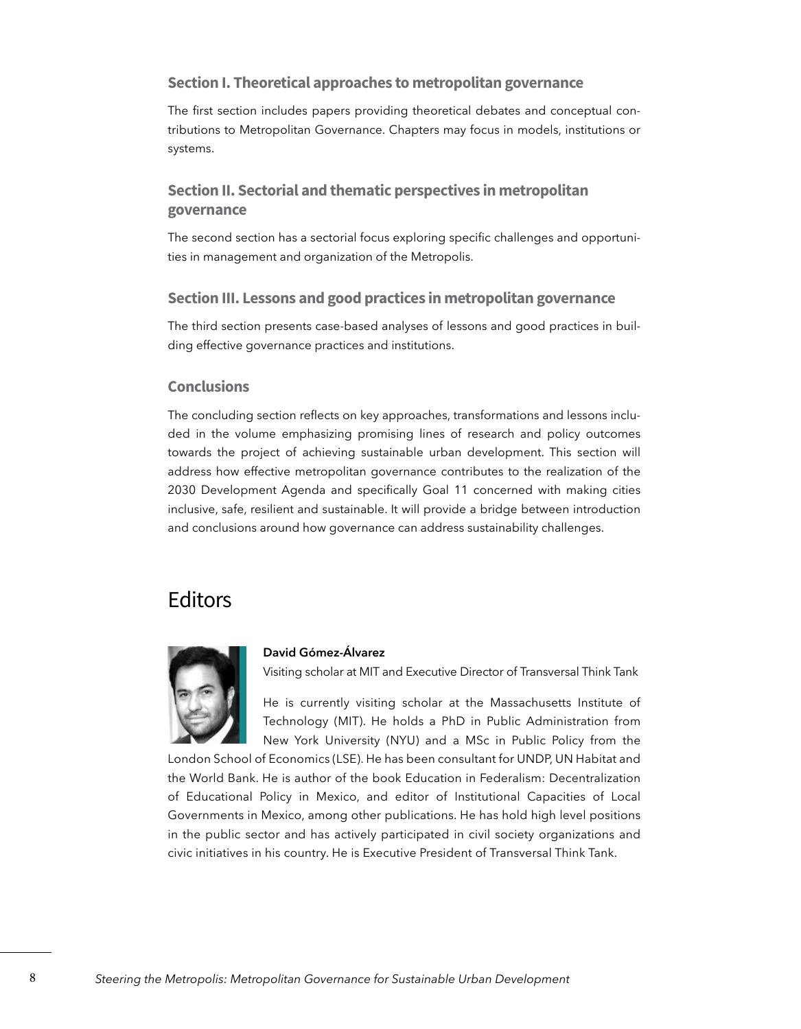### Section I. Theoretical approaches to metropolitan governance

The first section includes papers providing theoretical debates and conceptual contributions to Metropolitan Governance. Chapters may focus in models, institutions or systems.

### Section II. Sectorial and thematic perspectives in metropolitan governance

The second section has a sectorial focus exploring specific challenges and opportunities in management and organization of the Metropolis.

### Section III. Lessons and good practices in metropolitan governance

The third section presents case-based analyses of lessons and good practices in building effective governance practices and institutions.

### Conclusions

The concluding section reflects on key approaches, transformations and lessons included in the volume emphasizing promising lines of research and policy outcomes towards the project of achieving sustainable urban development. This section will address how effective metropolitan governance contributes to the realization of the 2030 Development Agenda and specifically Goal 11 concerned with making cities inclusive, safe, resilient and sustainable. It will provide a bridge between introduction and conclusions around how governance can address sustainability challenges.

## Editors

**David Gómez-Álvarez**

Visiting scholar at MIT and Executive Director of Transversal Think Tank

He is currently visiting scholar at the Massachusetts Institute of Technology (MIT). He holds a PhD in Public Administration from New York University (NYU) and a MSc in Public Policy from the London School of Economics (LSE). He has been consultant for UNDP, UN Habitat and the World Bank. He is author of the book Education in Federalism: Decentralization of Educational Policy in Mexico, and editor of Institutional Capacities of Local Governments in Mexico, among other publications. He has hold high level positions in the public sector and has actively participated in civil society organizations and civic initiatives in his country. He is Executive President of Transversal Think Tank.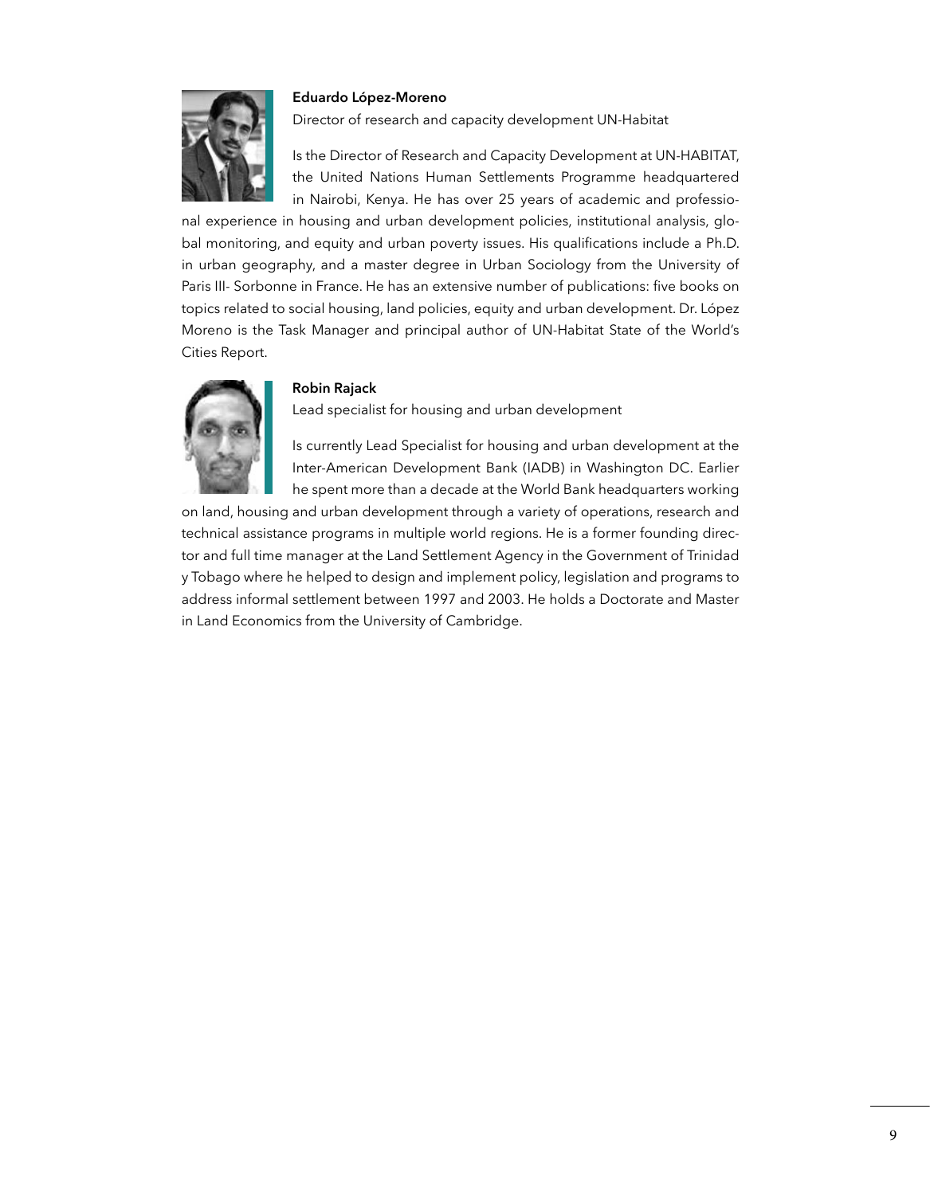**Eduardo López-Moreno**

Director of research and capacity development UN-Habitat

Is the Director of Research and Capacity Development at UN-HABITAT, the United Nations Human Settlements Programme headquartered in Nairobi, Kenya. He has over 25 years of academic and professional experience in housing and urban development policies, institutional analysis, global monitoring, and equity and urban poverty issues. His qualifications include a Ph.D. in urban geography, and a master degree in Urban Sociology from the University of Paris III- Sorbonne in France. He has an extensive number of publications: five books on topics related to social housing, land policies, equity and urban development. Dr. López Moreno is the Task Manager and principal author of UN-Habitat State of the World's Cities Report.

**Robin Rajack**

Lead specialist for housing and urban development

Is currently Lead Specialist for housing and urban development at the Inter-American Development Bank (IADB) in Washington DC. Earlier he spent more than a decade at the World Bank headquarters working on land, housing and urban development through a variety of operations, research and technical assistance programs in multiple world regions. He is a former founding director and full time manager at the Land Settlement Agency in the Government of Trinidad y Tobago where he helped to design and implement policy, legislation and programs to address informal settlement between 1997 and 2003. He holds a Doctorate and Master in Land Economics from the University of Cambridge.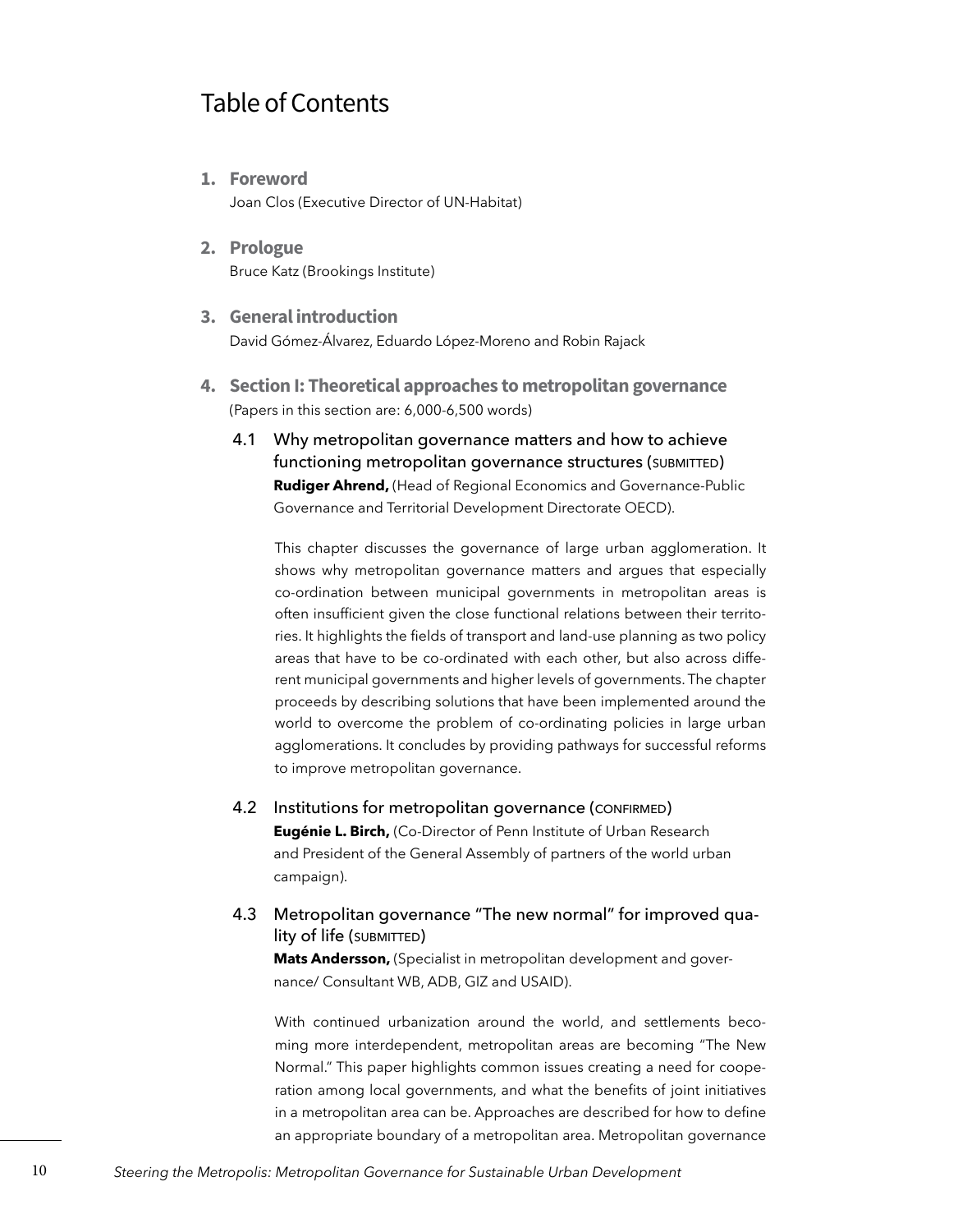# Table of Contents

1. **Foreword**
   Joan Clos (Executive Director of UN-Habitat)

2. **Prologue**
   Bruce Katz (Brookings Institute)

3. **General introduction**
   David Gómez-Álvarez, Eduardo López-Moreno and Robin Rajack

4. **Section I: Theoretical approaches to metropolitan governance**
   (Papers in this section are: 6,000-6,500 words)

   4.1 Why metropolitan governance matters and how to achieve functioning metropolitan governance structures (SUBMITTED)
   **Rudiger Ahrend,** (Head of Regional Economics and Governance-Public Governance and Territorial Development Directorate OECD).

   This chapter discusses the governance of large urban agglomeration. It shows why metropolitan governance matters and argues that especially co-ordination between municipal governments in metropolitan areas is often insufficient given the close functional relations between their territories. It highlights the fields of transport and land-use planning as two policy areas that have to be co-ordinated with each other, but also across different municipal governments and higher levels of governments. The chapter proceeds by describing solutions that have been implemented around the world to overcome the problem of co-ordinating policies in large urban agglomerations. It concludes by providing pathways for successful reforms to improve metropolitan governance.

   4.2 Institutions for metropolitan governance (CONFIRMED)
   **Eugénie L. Birch,** (Co-Director of Penn Institute of Urban Research and President of the General Assembly of partners of the world urban campaign).

   4.3 Metropolitan governance "The new normal" for improved quality of life (SUBMITTED)
   **Mats Andersson,** (Specialist in metropolitan development and governance/ Consultant WB, ADB, GIZ and USAID).

   With continued urbanization around the world, and settlements becoming more interdependent, metropolitan areas are becoming "The New Normal." This paper highlights common issues creating a need for cooperation among local governments, and what the benefits of joint initiatives in a metropolitan area can be. Approaches are described for how to define an appropriate boundary of a metropolitan area. Metropolitan governance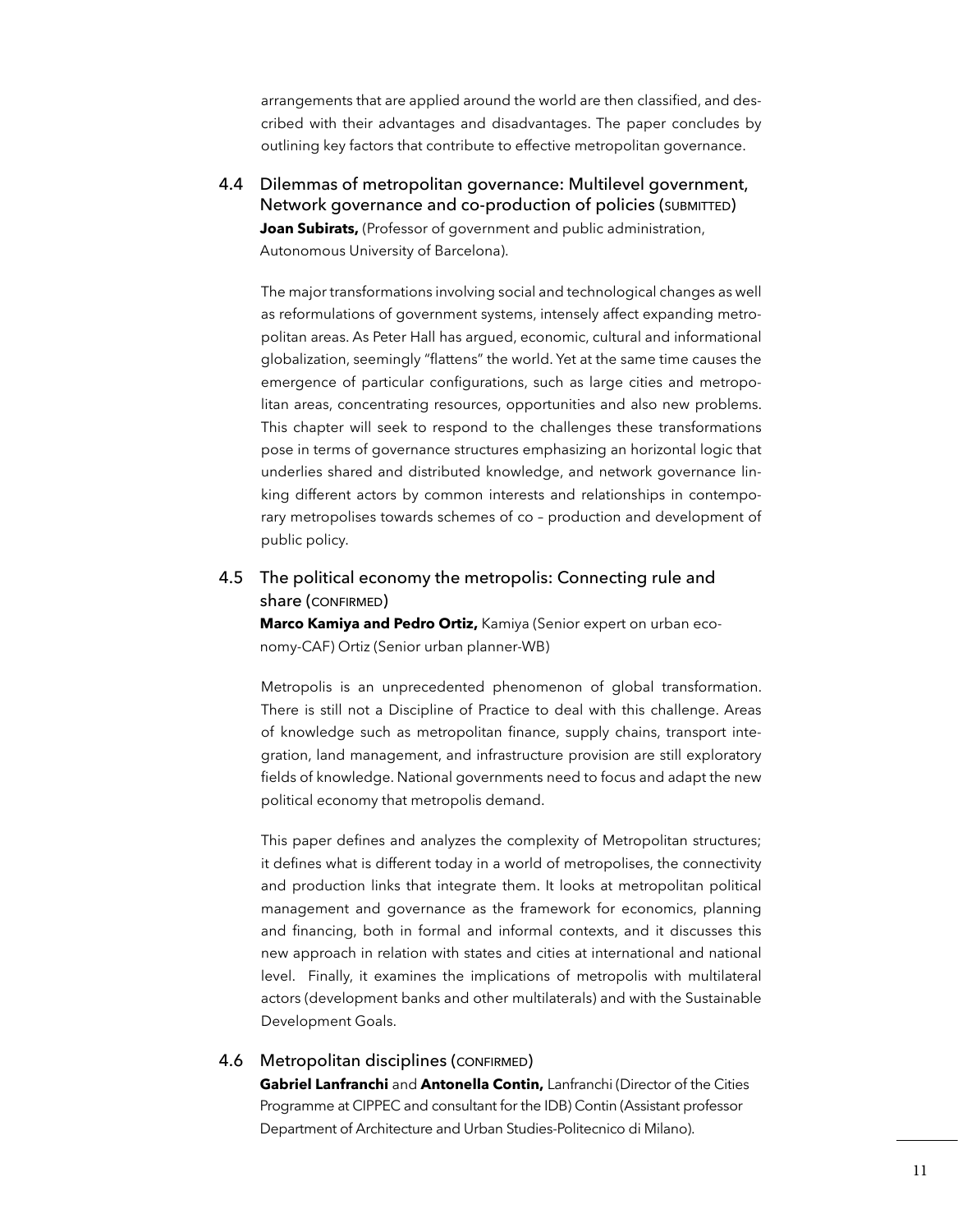arrangements that are applied around the world are then classified, and described with their advantages and disadvantages. The paper concludes by outlining key factors that contribute to effective metropolitan governance.

### 4.4 Dilemmas of metropolitan governance: Multilevel government, Network governance and co-production of policies (SUBMITTED)

**Joan Subirats,** (Professor of government and public administration, Autonomous University of Barcelona).

The major transformations involving social and technological changes as well as reformulations of government systems, intensely affect expanding metropolitan areas. As Peter Hall has argued, economic, cultural and informational globalization, seemingly "flattens" the world. Yet at the same time causes the emergence of particular configurations, such as large cities and metropolitan areas, concentrating resources, opportunities and also new problems. This chapter will seek to respond to the challenges these transformations pose in terms of governance structures emphasizing an horizontal logic that underlies shared and distributed knowledge, and network governance linking different actors by common interests and relationships in contemporary metropolises towards schemes of co – production and development of public policy.

### 4.5 The political economy the metropolis: Connecting rule and share (CONFIRMED)

**Marco Kamiya and Pedro Ortiz,** Kamiya (Senior expert on urban economy-CAF) Ortiz (Senior urban planner-WB)

Metropolis is an unprecedented phenomenon of global transformation. There is still not a Discipline of Practice to deal with this challenge. Areas of knowledge such as metropolitan finance, supply chains, transport integration, land management, and infrastructure provision are still exploratory fields of knowledge. National governments need to focus and adapt the new political economy that metropolis demand.

This paper defines and analyzes the complexity of Metropolitan structures; it defines what is different today in a world of metropolises, the connectivity and production links that integrate them. It looks at metropolitan political management and governance as the framework for economics, planning and financing, both in formal and informal contexts, and it discusses this new approach in relation with states and cities at international and national level. Finally, it examines the implications of metropolis with multilateral actors (development banks and other multilaterals) and with the Sustainable Development Goals.

### 4.6 Metropolitan disciplines (CONFIRMED)

**Gabriel Lanfranchi** and **Antonella Contin,** Lanfranchi (Director of the Cities Programme at CIPPEC and consultant for the IDB) Contin (Assistant professor Department of Architecture and Urban Studies-Politecnico di Milano).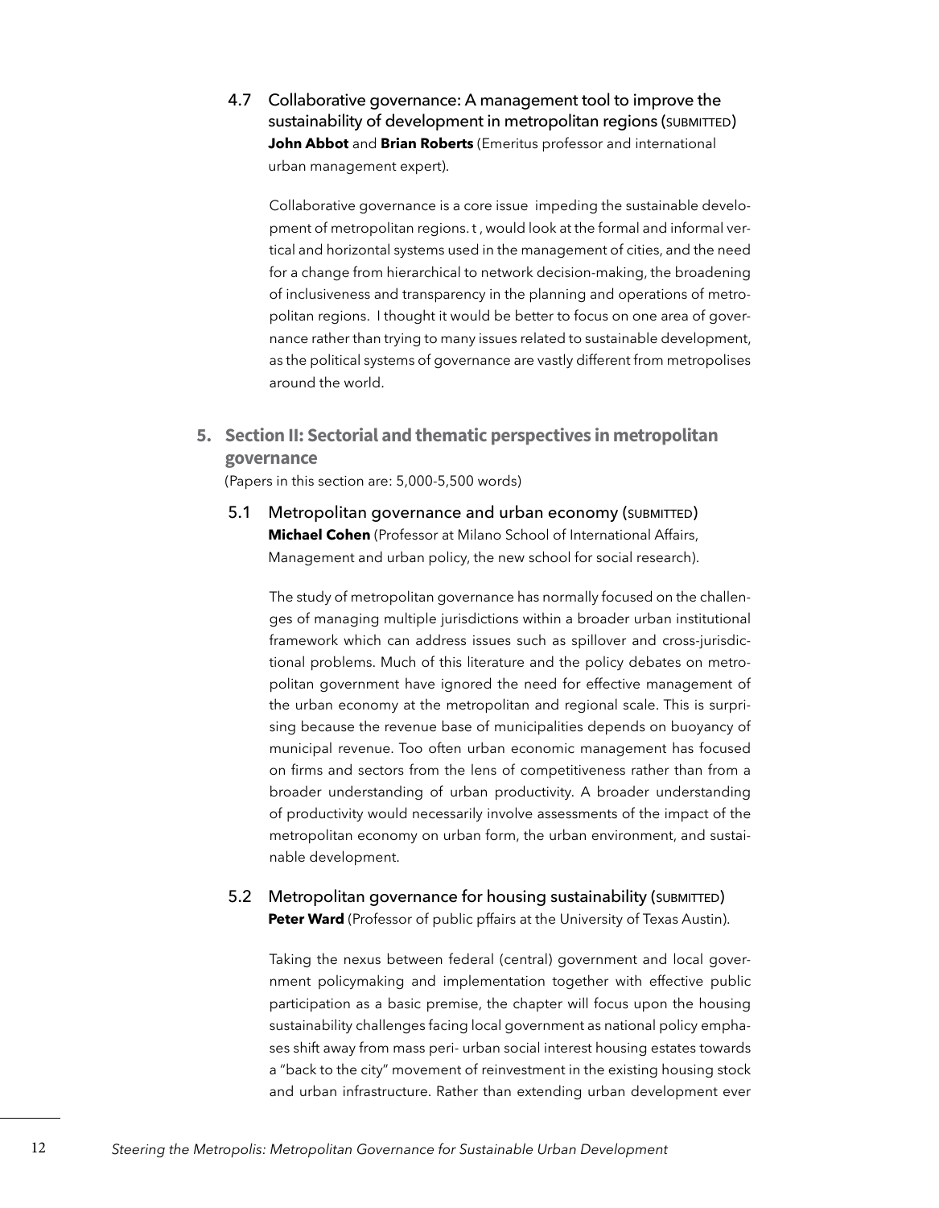### 4.7 Collaborative governance: A management tool to improve the sustainability of development in metropolitan regions (SUBMITTED)

**John Abbot** and **Brian Roberts** (Emeritus professor and international urban management expert).

Collaborative governance is a core issue impeding the sustainable development of metropolitan regions. t , would look at the formal and informal vertical and horizontal systems used in the management of cities, and the need for a change from hierarchical to network decision-making, the broadening of inclusiveness and transparency in the planning and operations of metropolitan regions. I thought it would be better to focus on one area of governance rather than trying to many issues related to sustainable development, as the political systems of governance are vastly different from metropolises around the world.

## 5. Section II: Sectorial and thematic perspectives in metropolitan governance

(Papers in this section are: 5,000-5,500 words)

### 5.1 Metropolitan governance and urban economy (SUBMITTED)

**Michael Cohen** (Professor at Milano School of International Affairs, Management and urban policy, the new school for social research).

The study of metropolitan governance has normally focused on the challenges of managing multiple jurisdictions within a broader urban institutional framework which can address issues such as spillover and cross-jurisdictional problems. Much of this literature and the policy debates on metropolitan government have ignored the need for effective management of the urban economy at the metropolitan and regional scale. This is surprising because the revenue base of municipalities depends on buoyancy of municipal revenue. Too often urban economic management has focused on firms and sectors from the lens of competitiveness rather than from a broader understanding of urban productivity. A broader understanding of productivity would necessarily involve assessments of the impact of the metropolitan economy on urban form, the urban environment, and sustainable development.

### 5.2 Metropolitan governance for housing sustainability (SUBMITTED)

**Peter Ward** (Professor of public pffairs at the University of Texas Austin).

Taking the nexus between federal (central) government and local government policymaking and implementation together with effective public participation as a basic premise, the chapter will focus upon the housing sustainability challenges facing local government as national policy emphases shift away from mass peri- urban social interest housing estates towards a "back to the city" movement of reinvestment in the existing housing stock and urban infrastructure. Rather than extending urban development ever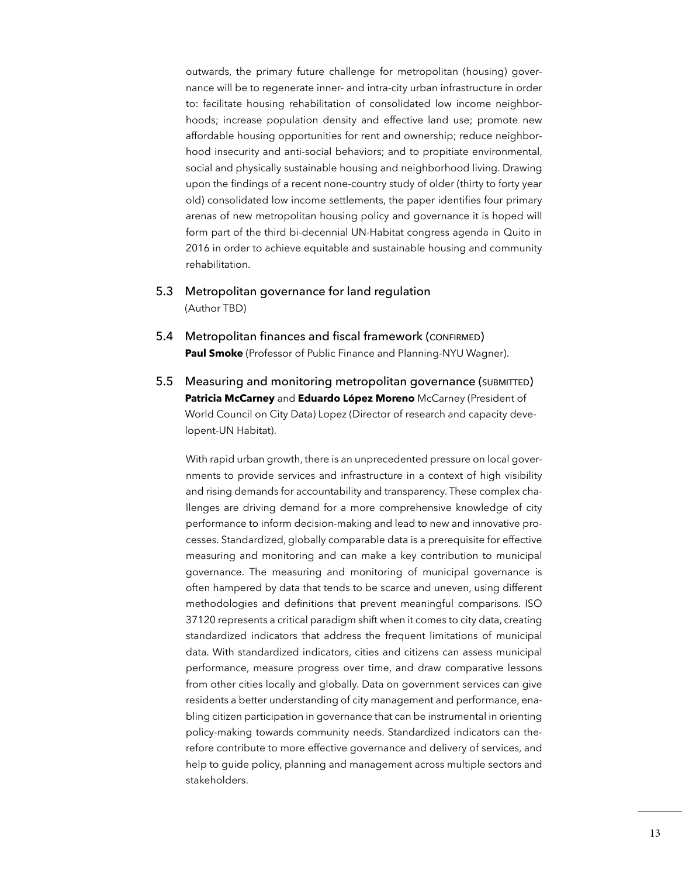outwards, the primary future challenge for metropolitan (housing) governance will be to regenerate inner- and intra-city urban infrastructure in order to: facilitate housing rehabilitation of consolidated low income neighborhoods; increase population density and effective land use; promote new affordable housing opportunities for rent and ownership; reduce neighborhood insecurity and anti-social behaviors; and to propitiate environmental, social and physically sustainable housing and neighborhood living. Drawing upon the findings of a recent none-country study of older (thirty to forty year old) consolidated low income settlements, the paper identifies four primary arenas of new metropolitan housing policy and governance it is hoped will form part of the third bi-decennial UN-Habitat congress agenda in Quito in 2016 in order to achieve equitable and sustainable housing and community rehabilitation.

### 5.3 Metropolitan governance for land regulation

(Author TBD)

### 5.4 Metropolitan finances and fiscal framework (CONFIRMED)

**Paul Smoke** (Professor of Public Finance and Planning-NYU Wagner).

### 5.5 Measuring and monitoring metropolitan governance (SUBMITTED)

**Patricia McCarney** and **Eduardo López Moreno** McCarney (President of World Council on City Data) Lopez (Director of research and capacity developent-UN Habitat).

With rapid urban growth, there is an unprecedented pressure on local governments to provide services and infrastructure in a context of high visibility and rising demands for accountability and transparency. These complex challenges are driving demand for a more comprehensive knowledge of city performance to inform decision-making and lead to new and innovative processes. Standardized, globally comparable data is a prerequisite for effective measuring and monitoring and can make a key contribution to municipal governance. The measuring and monitoring of municipal governance is often hampered by data that tends to be scarce and uneven, using different methodologies and definitions that prevent meaningful comparisons. ISO 37120 represents a critical paradigm shift when it comes to city data, creating standardized indicators that address the frequent limitations of municipal data. With standardized indicators, cities and citizens can assess municipal performance, measure progress over time, and draw comparative lessons from other cities locally and globally. Data on government services can give residents a better understanding of city management and performance, enabling citizen participation in governance that can be instrumental in orienting policy-making towards community needs. Standardized indicators can therefore contribute to more effective governance and delivery of services, and help to guide policy, planning and management across multiple sectors and stakeholders.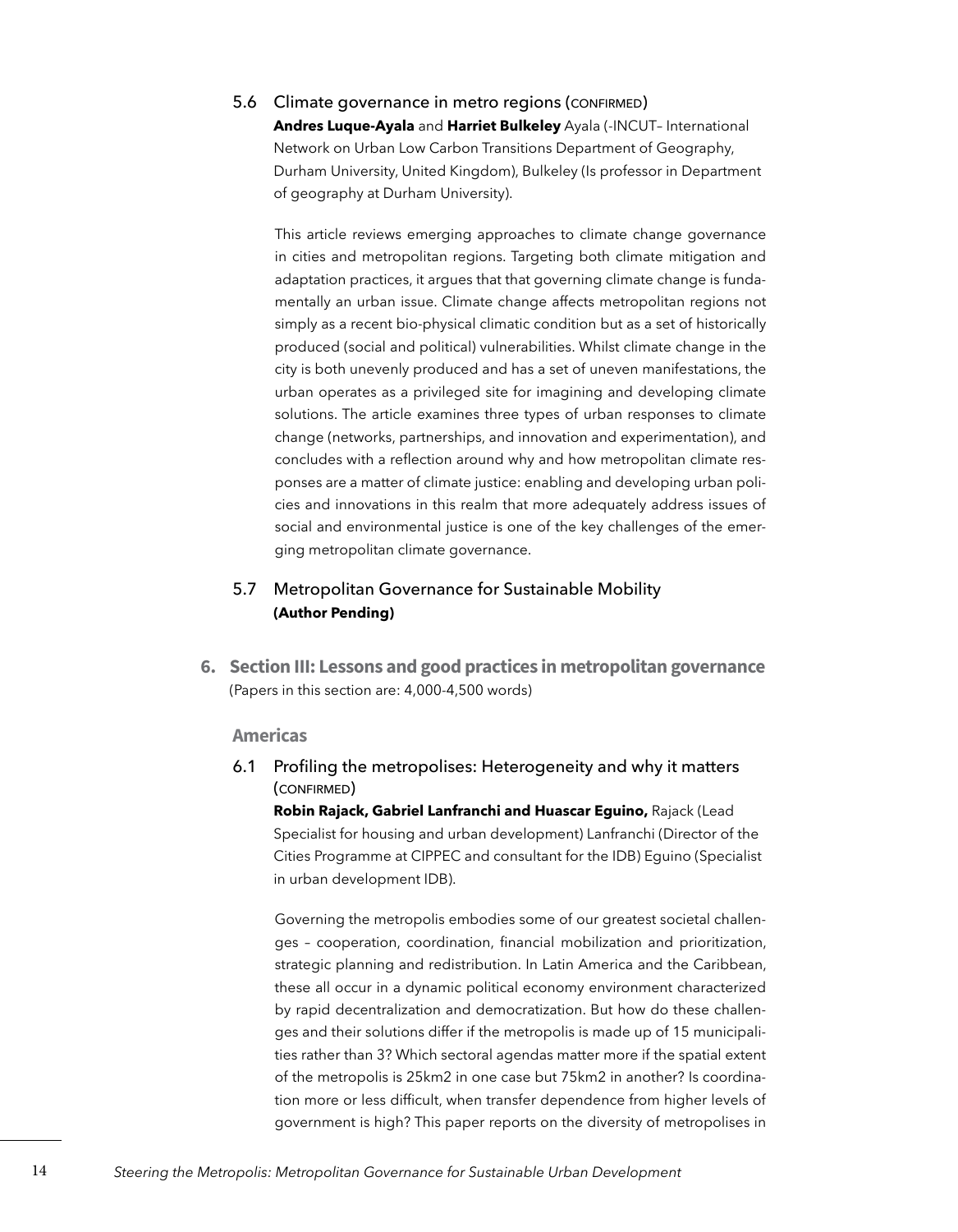### 5.6 Climate governance in metro regions (CONFIRMED)

**Andres Luque-Ayala** and **Harriet Bulkeley** Ayala (-INCUT– International Network on Urban Low Carbon Transitions Department of Geography, Durham University, United Kingdom), Bulkeley (Is professor in Department of geography at Durham University).

This article reviews emerging approaches to climate change governance in cities and metropolitan regions. Targeting both climate mitigation and adaptation practices, it argues that that governing climate change is fundamentally an urban issue. Climate change affects metropolitan regions not simply as a recent bio-physical climatic condition but as a set of historically produced (social and political) vulnerabilities. Whilst climate change in the city is both unevenly produced and has a set of uneven manifestations, the urban operates as a privileged site for imagining and developing climate solutions. The article examines three types of urban responses to climate change (networks, partnerships, and innovation and experimentation), and concludes with a reflection around why and how metropolitan climate responses are a matter of climate justice: enabling and developing urban policies and innovations in this realm that more adequately address issues of social and environmental justice is one of the key challenges of the emerging metropolitan climate governance.

### 5.7 Metropolitan Governance for Sustainable Mobility

**(Author Pending)**

## 6. Section III: Lessons and good practices in metropolitan governance

(Papers in this section are: 4,000-4,500 words)

### Americas

### 6.1 Profiling the metropolises: Heterogeneity and why it matters (CONFIRMED)

**Robin Rajack, Gabriel Lanfranchi and Huascar Eguino,** Rajack (Lead Specialist for housing and urban development) Lanfranchi (Director of the Cities Programme at CIPPEC and consultant for the IDB) Eguino (Specialist in urban development IDB).

Governing the metropolis embodies some of our greatest societal challenges – cooperation, coordination, financial mobilization and prioritization, strategic planning and redistribution. In Latin America and the Caribbean, these all occur in a dynamic political economy environment characterized by rapid decentralization and democratization. But how do these challenges and their solutions differ if the metropolis is made up of 15 municipalities rather than 3? Which sectoral agendas matter more if the spatial extent of the metropolis is 25km2 in one case but 75km2 in another? Is coordination more or less difficult, when transfer dependence from higher levels of government is high? This paper reports on the diversity of metropolises in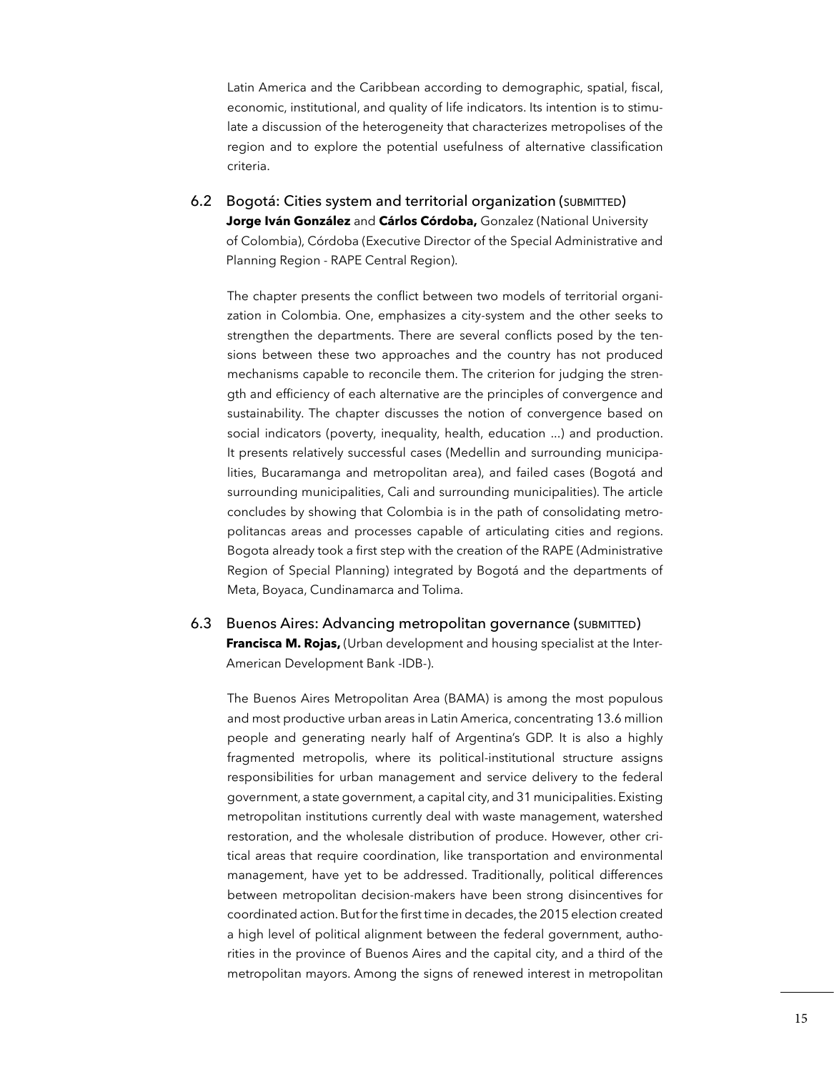Latin America and the Caribbean according to demographic, spatial, fiscal, economic, institutional, and quality of life indicators. Its intention is to stimulate a discussion of the heterogeneity that characterizes metropolises of the region and to explore the potential usefulness of alternative classification criteria.

### 6.2 Bogotá: Cities system and territorial organization (SUBMITTED)

**Jorge Iván González** and **Cárlos Córdoba,** Gonzalez (National University of Colombia), Córdoba (Executive Director of the Special Administrative and Planning Region - RAPE Central Region).

The chapter presents the conflict between two models of territorial organization in Colombia. One, emphasizes a city-system and the other seeks to strengthen the departments. There are several conflicts posed by the tensions between these two approaches and the country has not produced mechanisms capable to reconcile them. The criterion for judging the strength and efficiency of each alternative are the principles of convergence and sustainability. The chapter discusses the notion of convergence based on social indicators (poverty, inequality, health, education ...) and production. It presents relatively successful cases (Medellin and surrounding municipalities, Bucaramanga and metropolitan area), and failed cases (Bogotá and surrounding municipalities, Cali and surrounding municipalities). The article concludes by showing that Colombia is in the path of consolidating metropolitancas areas and processes capable of articulating cities and regions. Bogota already took a first step with the creation of the RAPE (Administrative Region of Special Planning) integrated by Bogotá and the departments of Meta, Boyaca, Cundinamarca and Tolima.

### 6.3 Buenos Aires: Advancing metropolitan governance (SUBMITTED)

**Francisca M. Rojas,** (Urban development and housing specialist at the Inter-American Development Bank -IDB-).

The Buenos Aires Metropolitan Area (BAMA) is among the most populous and most productive urban areas in Latin America, concentrating 13.6 million people and generating nearly half of Argentina's GDP. It is also a highly fragmented metropolis, where its political-institutional structure assigns responsibilities for urban management and service delivery to the federal government, a state government, a capital city, and 31 municipalities. Existing metropolitan institutions currently deal with waste management, watershed restoration, and the wholesale distribution of produce. However, other critical areas that require coordination, like transportation and environmental management, have yet to be addressed. Traditionally, political differences between metropolitan decision-makers have been strong disincentives for coordinated action. But for the first time in decades, the 2015 election created a high level of political alignment between the federal government, authorities in the province of Buenos Aires and the capital city, and a third of the metropolitan mayors. Among the signs of renewed interest in metropolitan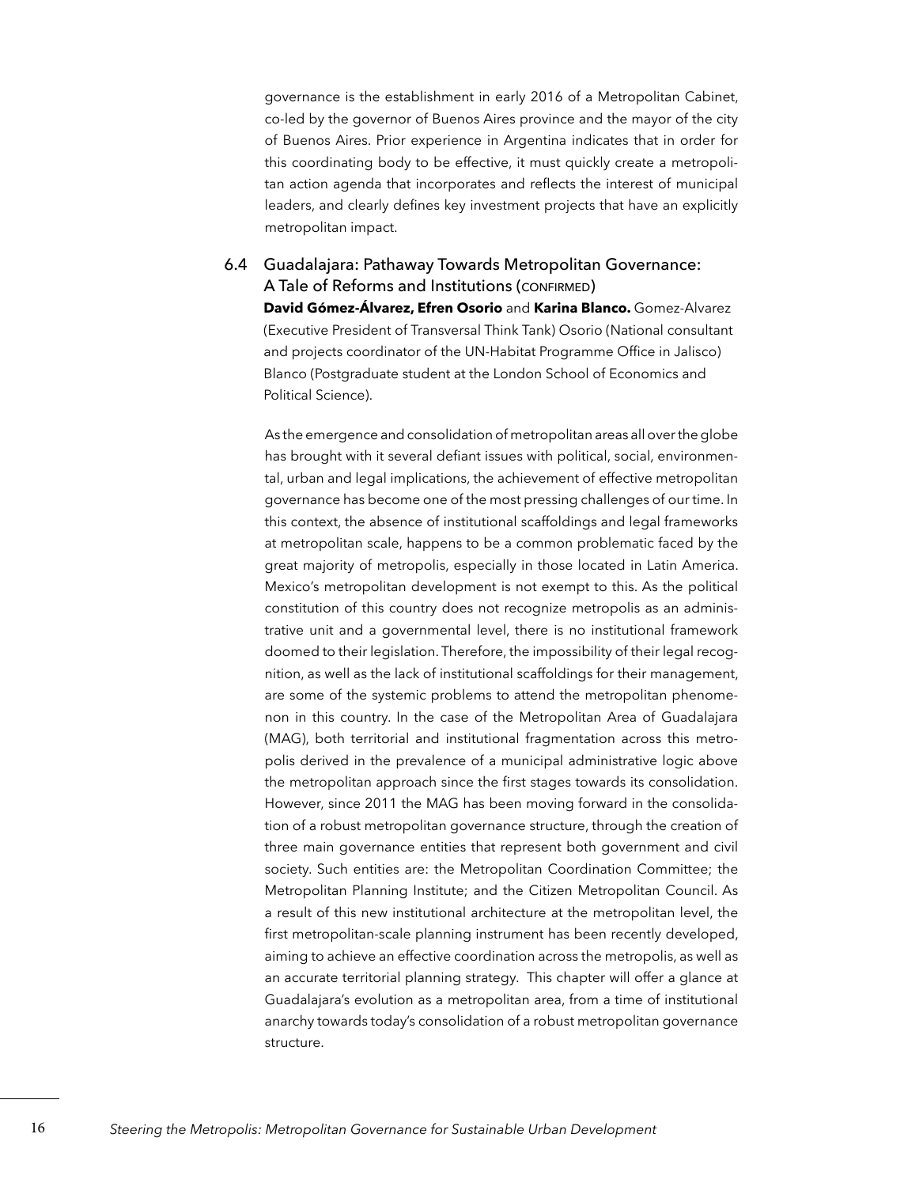governance is the establishment in early 2016 of a Metropolitan Cabinet, co-led by the governor of Buenos Aires province and the mayor of the city of Buenos Aires. Prior experience in Argentina indicates that in order for this coordinating body to be effective, it must quickly create a metropolitan action agenda that incorporates and reflects the interest of municipal leaders, and clearly defines key investment projects that have an explicitly metropolitan impact.

### 6.4 Guadalajara: Pathaway Towards Metropolitan Governance: A Tale of Reforms and Institutions (CONFIRMED)

**David Gómez-Álvarez, Efren Osorio** and **Karina Blanco.** Gomez-Alvarez (Executive President of Transversal Think Tank) Osorio (National consultant and projects coordinator of the UN-Habitat Programme Office in Jalisco) Blanco (Postgraduate student at the London School of Economics and Political Science).

As the emergence and consolidation of metropolitan areas all over the globe has brought with it several defiant issues with political, social, environmental, urban and legal implications, the achievement of effective metropolitan governance has become one of the most pressing challenges of our time. In this context, the absence of institutional scaffoldings and legal frameworks at metropolitan scale, happens to be a common problematic faced by the great majority of metropolis, especially in those located in Latin America. Mexico's metropolitan development is not exempt to this. As the political constitution of this country does not recognize metropolis as an administrative unit and a governmental level, there is no institutional framework doomed to their legislation. Therefore, the impossibility of their legal recognition, as well as the lack of institutional scaffoldings for their management, are some of the systemic problems to attend the metropolitan phenomenon in this country. In the case of the Metropolitan Area of Guadalajara (MAG), both territorial and institutional fragmentation across this metropolis derived in the prevalence of a municipal administrative logic above the metropolitan approach since the first stages towards its consolidation. However, since 2011 the MAG has been moving forward in the consolidation of a robust metropolitan governance structure, through the creation of three main governance entities that represent both government and civil society. Such entities are: the Metropolitan Coordination Committee; the Metropolitan Planning Institute; and the Citizen Metropolitan Council. As a result of this new institutional architecture at the metropolitan level, the first metropolitan-scale planning instrument has been recently developed, aiming to achieve an effective coordination across the metropolis, as well as an accurate territorial planning strategy. This chapter will offer a glance at Guadalajara's evolution as a metropolitan area, from a time of institutional anarchy towards today's consolidation of a robust metropolitan governance structure.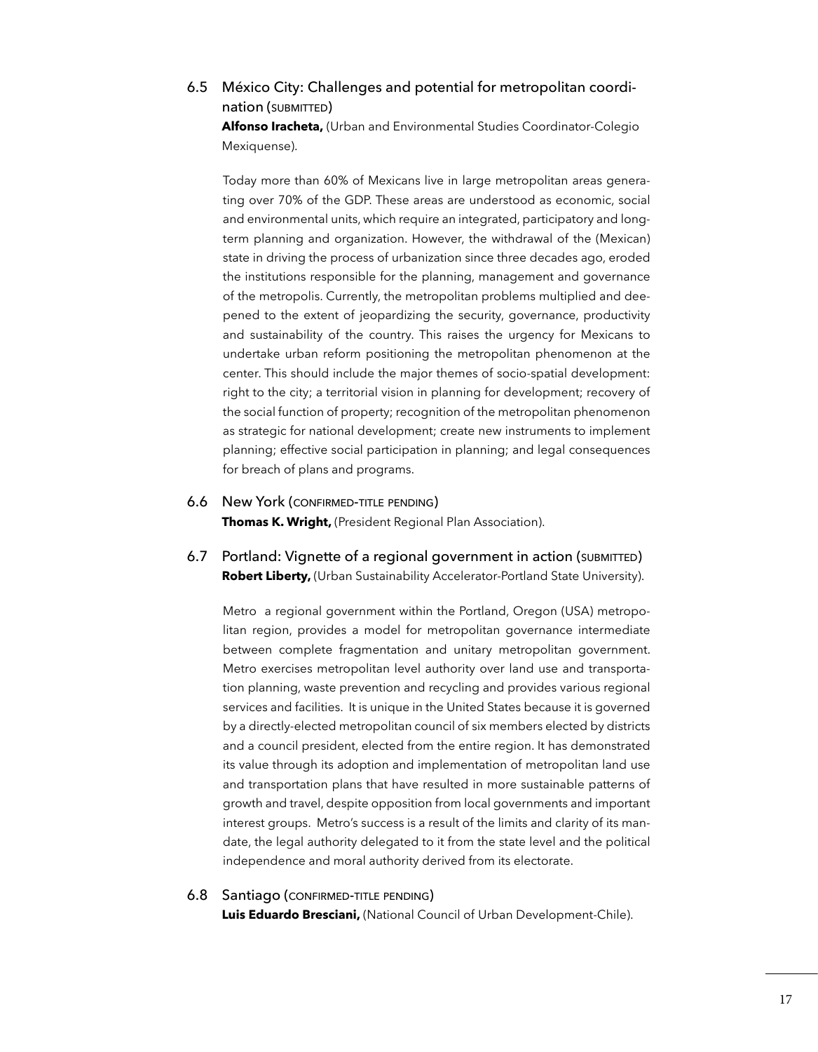### 6.5 México City: Challenges and potential for metropolitan coordination (SUBMITTED)

**Alfonso Iracheta,** (Urban and Environmental Studies Coordinator-Colegio Mexiquense).

Today more than 60% of Mexicans live in large metropolitan areas generating over 70% of the GDP. These areas are understood as economic, social and environmental units, which require an integrated, participatory and long-term planning and organization. However, the withdrawal of the (Mexican) state in driving the process of urbanization since three decades ago, eroded the institutions responsible for the planning, management and governance of the metropolis. Currently, the metropolitan problems multiplied and deepened to the extent of jeopardizing the security, governance, productivity and sustainability of the country. This raises the urgency for Mexicans to undertake urban reform positioning the metropolitan phenomenon at the center. This should include the major themes of socio-spatial development: right to the city; a territorial vision in planning for development; recovery of the social function of property; recognition of the metropolitan phenomenon as strategic for national development; create new instruments to implement planning; effective social participation in planning; and legal consequences for breach of plans and programs.

### 6.6 New York (CONFIRMED-TITLE PENDING)

**Thomas K. Wright,** (President Regional Plan Association).

### 6.7 Portland: Vignette of a regional government in action (SUBMITTED)

**Robert Liberty,** (Urban Sustainability Accelerator-Portland State University).

Metro a regional government within the Portland, Oregon (USA) metropolitan region, provides a model for metropolitan governance intermediate between complete fragmentation and unitary metropolitan government. Metro exercises metropolitan level authority over land use and transportation planning, waste prevention and recycling and provides various regional services and facilities. It is unique in the United States because it is governed by a directly-elected metropolitan council of six members elected by districts and a council president, elected from the entire region. It has demonstrated its value through its adoption and implementation of metropolitan land use and transportation plans that have resulted in more sustainable patterns of growth and travel, despite opposition from local governments and important interest groups. Metro's success is a result of the limits and clarity of its mandate, the legal authority delegated to it from the state level and the political independence and moral authority derived from its electorate.

### 6.8 Santiago (CONFIRMED-TITLE PENDING)

**Luis Eduardo Bresciani,** (National Council of Urban Development-Chile).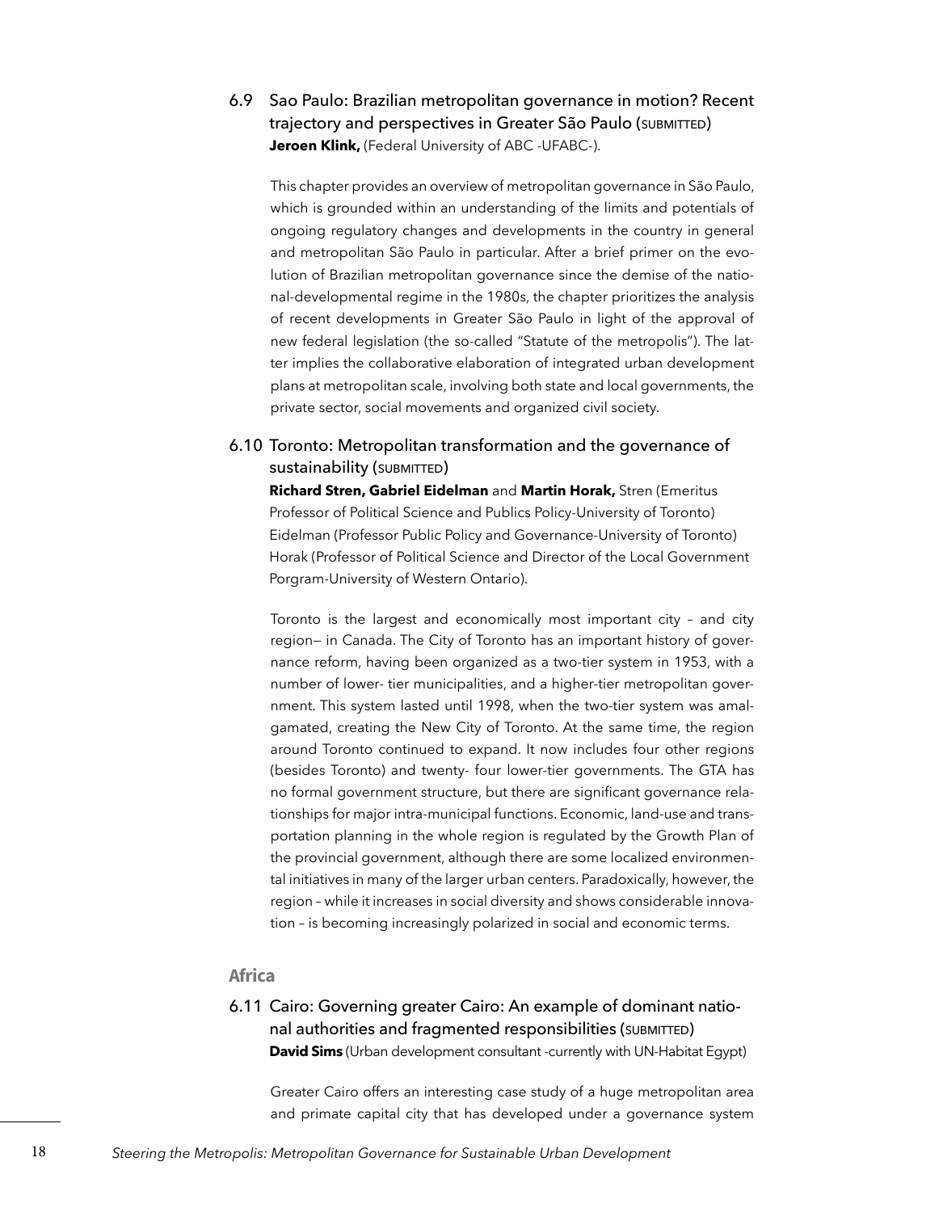### 6.9 Sao Paulo: Brazilian metropolitan governance in motion? Recent trajectory and perspectives in Greater São Paulo (SUBMITTED)

**Jeroen Klink,** (Federal University of ABC -UFABC-).

This chapter provides an overview of metropolitan governance in São Paulo, which is grounded within an understanding of the limits and potentials of ongoing regulatory changes and developments in the country in general and metropolitan São Paulo in particular. After a brief primer on the evolution of Brazilian metropolitan governance since the demise of the national-developmental regime in the 1980s, the chapter prioritizes the analysis of recent developments in Greater São Paulo in light of the approval of new federal legislation (the so-called "Statute of the metropolis"). The latter implies the collaborative elaboration of integrated urban development plans at metropolitan scale, involving both state and local governments, the private sector, social movements and organized civil society.

### 6.10 Toronto: Metropolitan transformation and the governance of sustainability (SUBMITTED)

**Richard Stren, Gabriel Eidelman** and **Martin Horak,** Stren (Emeritus Professor of Political Science and Publics Policy-University of Toronto) Eidelman (Professor Public Policy and Governance-University of Toronto) Horak (Professor of Political Science and Director of the Local Government Porgram-University of Western Ontario).

Toronto is the largest and economically most important city – and city region— in Canada. The City of Toronto has an important history of governance reform, having been organized as a two-tier system in 1953, with a number of lower- tier municipalities, and a higher-tier metropolitan government. This system lasted until 1998, when the two-tier system was amalgamated, creating the New City of Toronto. At the same time, the region around Toronto continued to expand. It now includes four other regions (besides Toronto) and twenty- four lower-tier governments. The GTA has no formal government structure, but there are significant governance relationships for major intra-municipal functions. Economic, land-use and transportation planning in the whole region is regulated by the Growth Plan of the provincial government, although there are some localized environmental initiatives in many of the larger urban centers. Paradoxically, however, the region – while it increases in social diversity and shows considerable innovation – is becoming increasingly polarized in social and economic terms.

## Africa

### 6.11 Cairo: Governing greater Cairo: An example of dominant national authorities and fragmented responsibilities (SUBMITTED)

**David Sims** (Urban development consultant -currently with UN-Habitat Egypt)

Greater Cairo offers an interesting case study of a huge metropolitan area and primate capital city that has developed under a governance system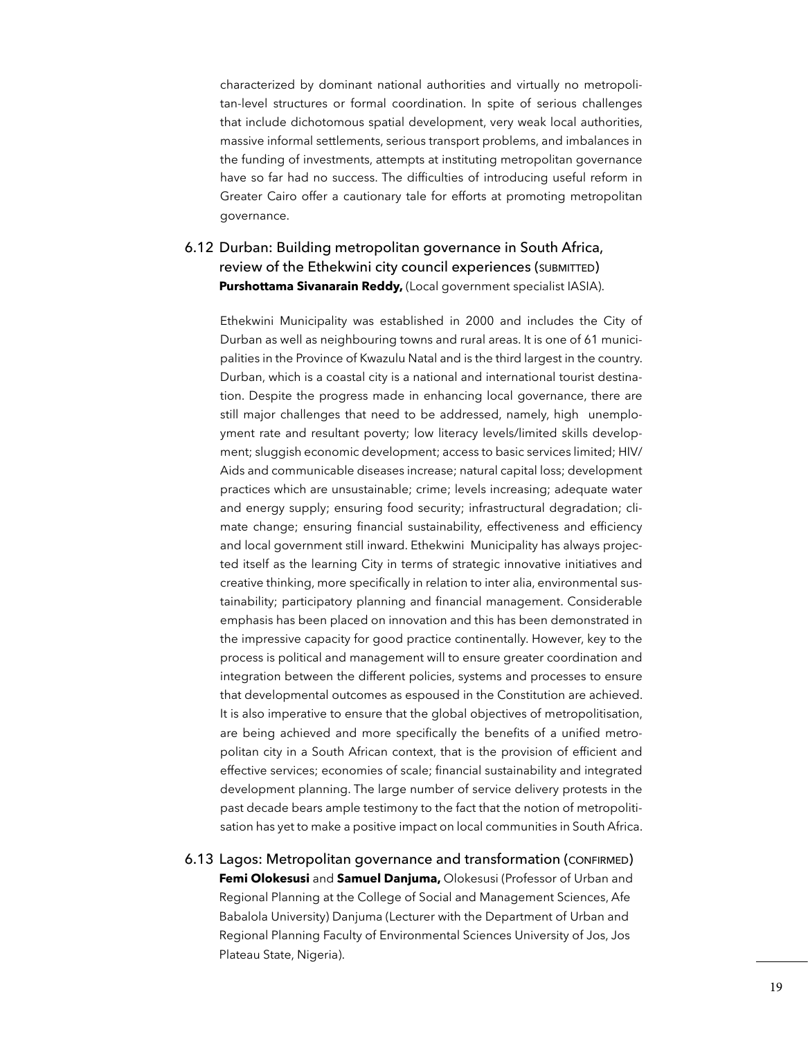characterized by dominant national authorities and virtually no metropolitan-level structures or formal coordination. In spite of serious challenges that include dichotomous spatial development, very weak local authorities, massive informal settlements, serious transport problems, and imbalances in the funding of investments, attempts at instituting metropolitan governance have so far had no success. The difficulties of introducing useful reform in Greater Cairo offer a cautionary tale for efforts at promoting metropolitan governance.

### 6.12 Durban: Building metropolitan governance in South Africa, review of the Ethekwini city council experiences (SUBMITTED)

**Purshottama Sivanarain Reddy,** (Local government specialist IASIA).

Ethekwini Municipality was established in 2000 and includes the City of Durban as well as neighbouring towns and rural areas. It is one of 61 municipalities in the Province of Kwazulu Natal and is the third largest in the country. Durban, which is a coastal city is a national and international tourist destination. Despite the progress made in enhancing local governance, there are still major challenges that need to be addressed, namely, high unemployment rate and resultant poverty; low literacy levels/limited skills development; sluggish economic development; access to basic services limited; HIV/Aids and communicable diseases increase; natural capital loss; development practices which are unsustainable; crime; levels increasing; adequate water and energy supply; ensuring food security; infrastructural degradation; climate change; ensuring financial sustainability, effectiveness and efficiency and local government still inward. Ethekwini Municipality has always projected itself as the learning City in terms of strategic innovative initiatives and creative thinking, more specifically in relation to inter alia, environmental sustainability; participatory planning and financial management. Considerable emphasis has been placed on innovation and this has been demonstrated in the impressive capacity for good practice continentally. However, key to the process is political and management will to ensure greater coordination and integration between the different policies, systems and processes to ensure that developmental outcomes as espoused in the Constitution are achieved. It is also imperative to ensure that the global objectives of metropolitisation, are being achieved and more specifically the benefits of a unified metropolitan city in a South African context, that is the provision of efficient and effective services; economies of scale; financial sustainability and integrated development planning. The large number of service delivery protests in the past decade bears ample testimony to the fact that the notion of metropolitisation has yet to make a positive impact on local communities in South Africa.

### 6.13 Lagos: Metropolitan governance and transformation (CONFIRMED)

**Femi Olokesusi** and **Samuel Danjuma,** Olokesusi (Professor of Urban and Regional Planning at the College of Social and Management Sciences, Afe Babalola University) Danjuma (Lecturer with the Department of Urban and Regional Planning Faculty of Environmental Sciences University of Jos, Jos Plateau State, Nigeria).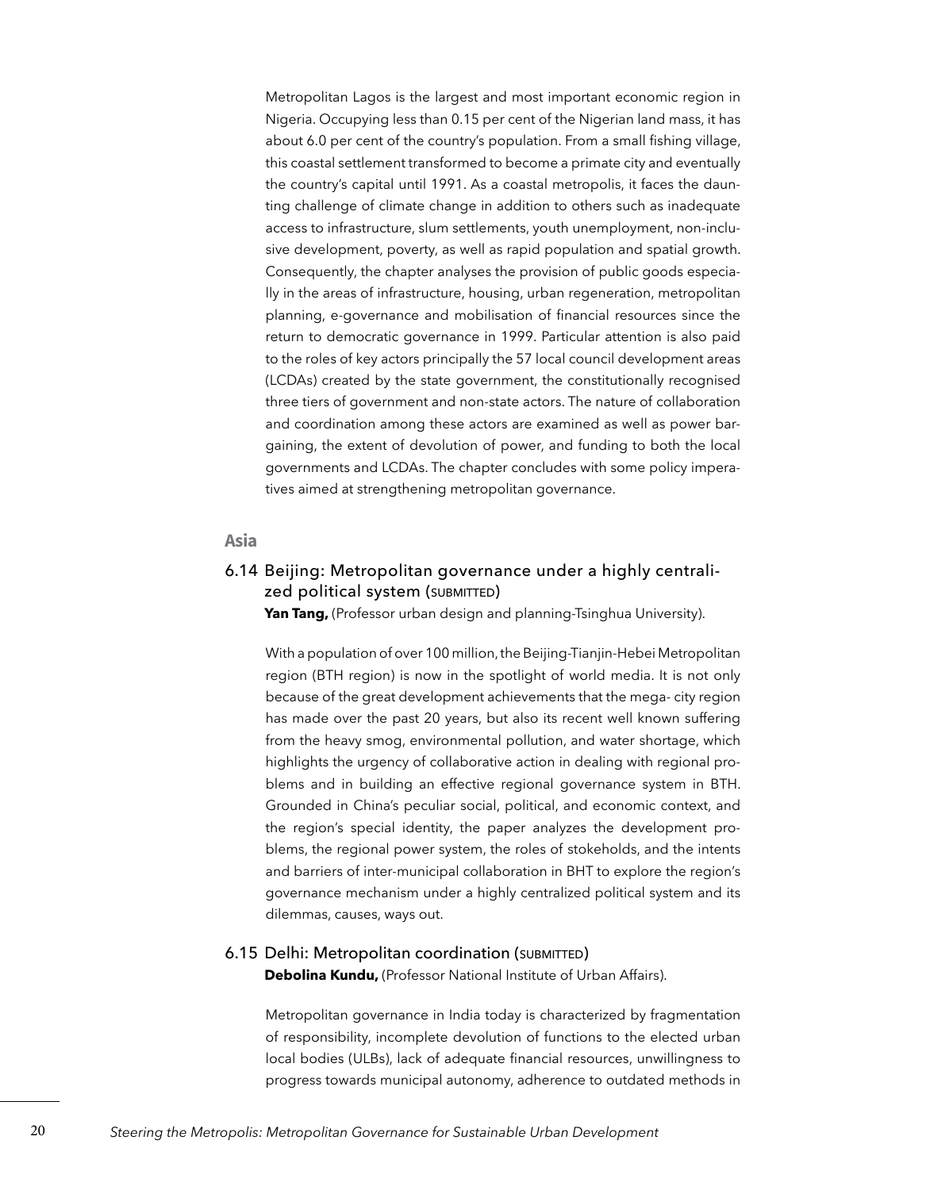Metropolitan Lagos is the largest and most important economic region in Nigeria. Occupying less than 0.15 per cent of the Nigerian land mass, it has about 6.0 per cent of the country's population. From a small fishing village, this coastal settlement transformed to become a primate city and eventually the country's capital until 1991. As a coastal metropolis, it faces the daunting challenge of climate change in addition to others such as inadequate access to infrastructure, slum settlements, youth unemployment, non-inclusive development, poverty, as well as rapid population and spatial growth. Consequently, the chapter analyses the provision of public goods especially in the areas of infrastructure, housing, urban regeneration, metropolitan planning, e-governance and mobilisation of financial resources since the return to democratic governance in 1999. Particular attention is also paid to the roles of key actors principally the 57 local council development areas (LCDAs) created by the state government, the constitutionally recognised three tiers of government and non-state actors. The nature of collaboration and coordination among these actors are examined as well as power bargaining, the extent of devolution of power, and funding to both the local governments and LCDAs. The chapter concludes with some policy imperatives aimed at strengthening metropolitan governance.

## Asia

### 6.14 Beijing: Metropolitan governance under a highly centralized political system (SUBMITTED)

**Yan Tang,** (Professor urban design and planning-Tsinghua University).

With a population of over 100 million, the Beijing-Tianjin-Hebei Metropolitan region (BTH region) is now in the spotlight of world media. It is not only because of the great development achievements that the mega- city region has made over the past 20 years, but also its recent well known suffering from the heavy smog, environmental pollution, and water shortage, which highlights the urgency of collaborative action in dealing with regional problems and in building an effective regional governance system in BTH. Grounded in China's peculiar social, political, and economic context, and the region's special identity, the paper analyzes the development problems, the regional power system, the roles of stokeholds, and the intents and barriers of inter-municipal collaboration in BHT to explore the region's governance mechanism under a highly centralized political system and its dilemmas, causes, ways out.

### 6.15 Delhi: Metropolitan coordination (SUBMITTED)

**Debolina Kundu,** (Professor National Institute of Urban Affairs).

Metropolitan governance in India today is characterized by fragmentation of responsibility, incomplete devolution of functions to the elected urban local bodies (ULBs), lack of adequate financial resources, unwillingness to progress towards municipal autonomy, adherence to outdated methods in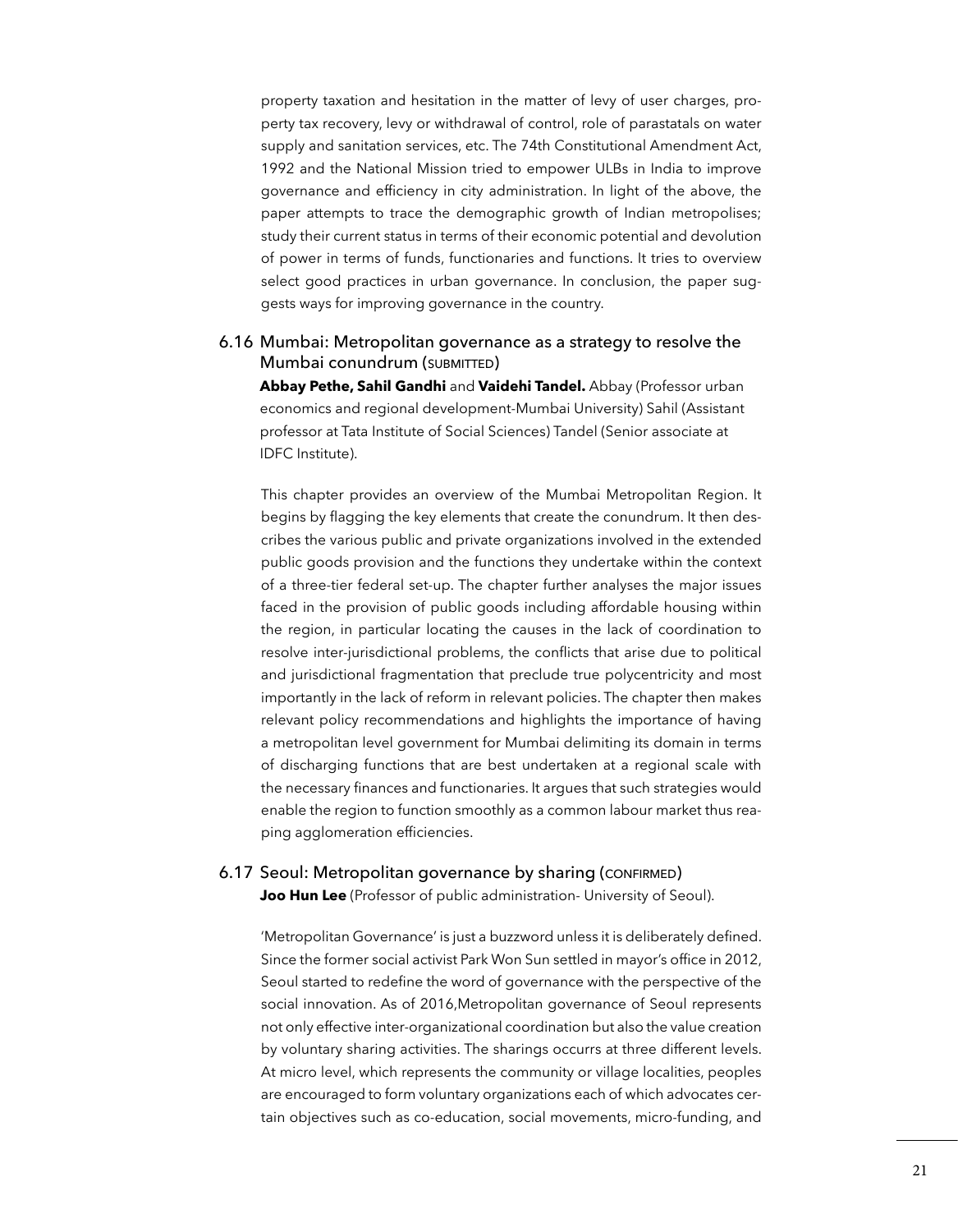property taxation and hesitation in the matter of levy of user charges, property tax recovery, levy or withdrawal of control, role of parastatals on water supply and sanitation services, etc. The 74th Constitutional Amendment Act, 1992 and the National Mission tried to empower ULBs in India to improve governance and efficiency in city administration. In light of the above, the paper attempts to trace the demographic growth of Indian metropolises; study their current status in terms of their economic potential and devolution of power in terms of funds, functionaries and functions. It tries to overview select good practices in urban governance. In conclusion, the paper suggests ways for improving governance in the country.

### 6.16 Mumbai: Metropolitan governance as a strategy to resolve the Mumbai conundrum (SUBMITTED)

**Abbay Pethe, Sahil Gandhi** and **Vaidehi Tandel.** Abbay (Professor urban economics and regional development-Mumbai University) Sahil (Assistant professor at Tata Institute of Social Sciences) Tandel (Senior associate at IDFC Institute).

This chapter provides an overview of the Mumbai Metropolitan Region. It begins by flagging the key elements that create the conundrum. It then describes the various public and private organizations involved in the extended public goods provision and the functions they undertake within the context of a three-tier federal set-up. The chapter further analyses the major issues faced in the provision of public goods including affordable housing within the region, in particular locating the causes in the lack of coordination to resolve inter-jurisdictional problems, the conflicts that arise due to political and jurisdictional fragmentation that preclude true polycentricity and most importantly in the lack of reform in relevant policies. The chapter then makes relevant policy recommendations and highlights the importance of having a metropolitan level government for Mumbai delimiting its domain in terms of discharging functions that are best undertaken at a regional scale with the necessary finances and functionaries. It argues that such strategies would enable the region to function smoothly as a common labour market thus reaping agglomeration efficiencies.

### 6.17 Seoul: Metropolitan governance by sharing (CONFIRMED)

**Joo Hun Lee** (Professor of public administration- University of Seoul).

'Metropolitan Governance' is just a buzzword unless it is deliberately defined. Since the former social activist Park Won Sun settled in mayor's office in 2012, Seoul started to redefine the word of governance with the perspective of the social innovation. As of 2016,Metropolitan governance of Seoul represents not only effective inter-organizational coordination but also the value creation by voluntary sharing activities. The sharings occurrs at three different levels. At micro level, which represents the community or village localities, peoples are encouraged to form voluntary organizations each of which advocates certain objectives such as co-education, social movements, micro-funding, and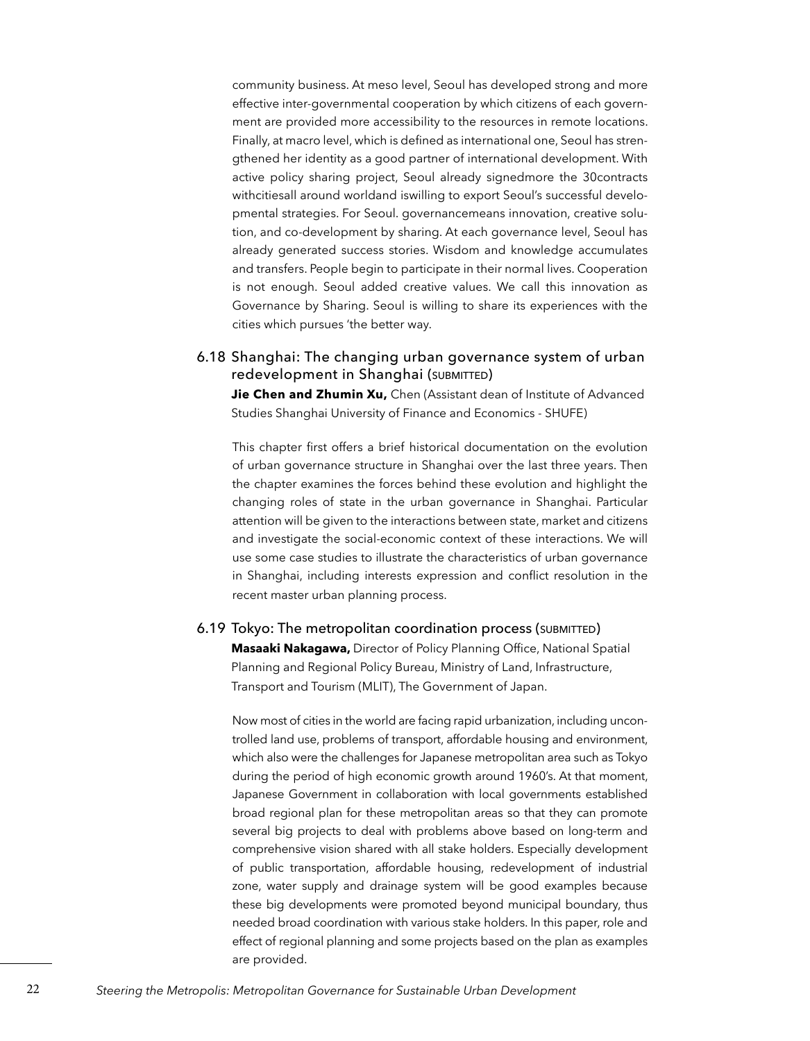community business. At meso level, Seoul has developed strong and more effective inter-governmental cooperation by which citizens of each government are provided more accessibility to the resources in remote locations. Finally, at macro level, which is defined as international one, Seoul has strengthened her identity as a good partner of international development. With active policy sharing project, Seoul already signedmore the 30contracts withcitiesall around worldand iswilling to export Seoul's successful developmental strategies. For Seoul. governancemeans innovation, creative solution, and co-development by sharing. At each governance level, Seoul has already generated success stories. Wisdom and knowledge accumulates and transfers. People begin to participate in their normal lives. Cooperation is not enough. Seoul added creative values. We call this innovation as Governance by Sharing. Seoul is willing to share its experiences with the cities which pursues 'the better way.

## 6.18 Shanghai: The changing urban governance system of urban redevelopment in Shanghai (SUBMITTED)

**Jie Chen and Zhumin Xu,** Chen (Assistant dean of Institute of Advanced Studies Shanghai University of Finance and Economics - SHUFE)

This chapter first offers a brief historical documentation on the evolution of urban governance structure in Shanghai over the last three years. Then the chapter examines the forces behind these evolution and highlight the changing roles of state in the urban governance in Shanghai. Particular attention will be given to the interactions between state, market and citizens and investigate the social-economic context of these interactions. We will use some case studies to illustrate the characteristics of urban governance in Shanghai, including interests expression and conflict resolution in the recent master urban planning process.

## 6.19 Tokyo: The metropolitan coordination process (SUBMITTED)

**Masaaki Nakagawa,** Director of Policy Planning Office, National Spatial Planning and Regional Policy Bureau, Ministry of Land, Infrastructure, Transport and Tourism (MLIT), The Government of Japan.

Now most of cities in the world are facing rapid urbanization, including uncontrolled land use, problems of transport, affordable housing and environment, which also were the challenges for Japanese metropolitan area such as Tokyo during the period of high economic growth around 1960's. At that moment, Japanese Government in collaboration with local governments established broad regional plan for these metropolitan areas so that they can promote several big projects to deal with problems above based on long-term and comprehensive vision shared with all stake holders. Especially development of public transportation, affordable housing, redevelopment of industrial zone, water supply and drainage system will be good examples because these big developments were promoted beyond municipal boundary, thus needed broad coordination with various stake holders. In this paper, role and effect of regional planning and some projects based on the plan as examples are provided.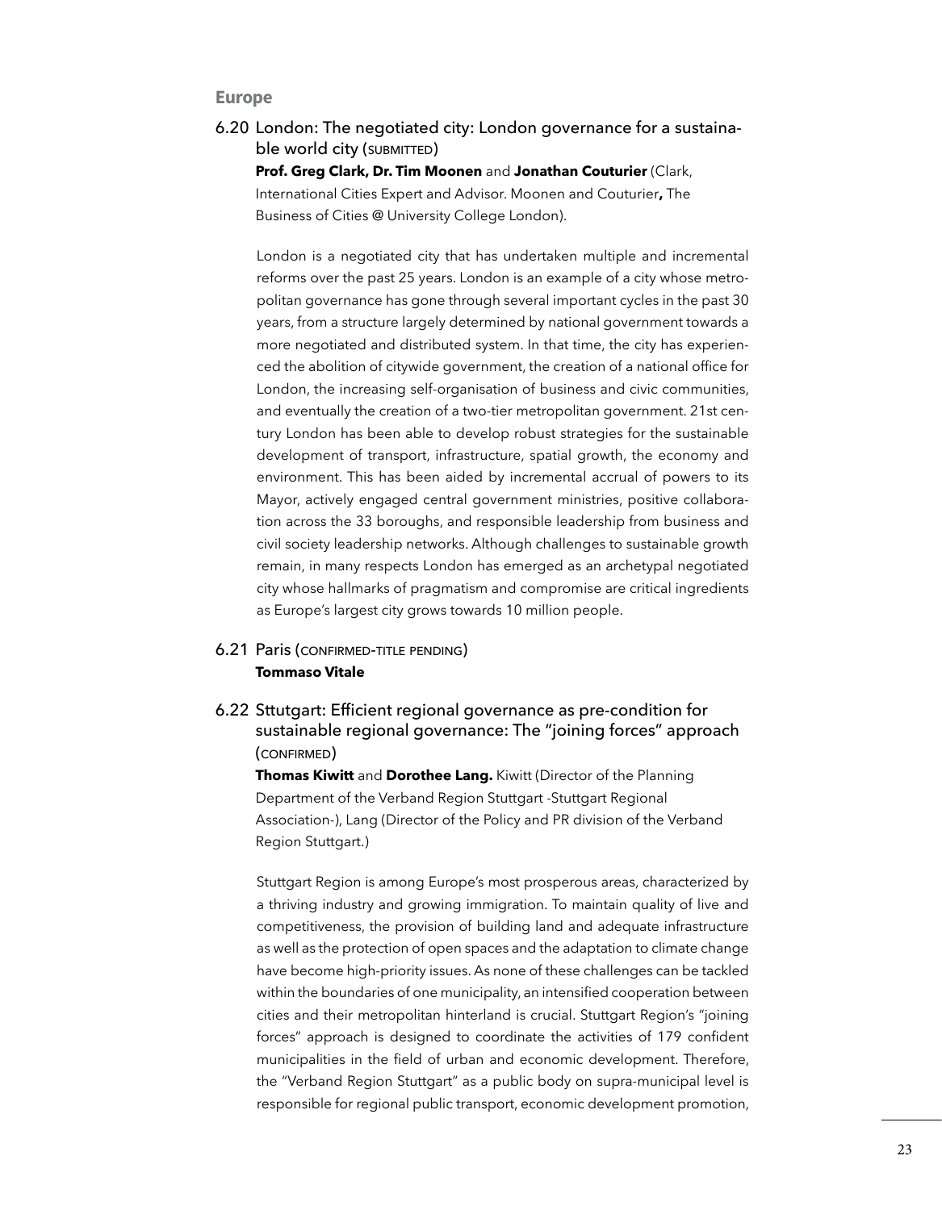## Europe

### 6.20 London: The negotiated city: London governance for a sustainable world city (SUBMITTED)

**Prof. Greg Clark, Dr. Tim Moonen** and **Jonathan Couturier** (Clark, International Cities Expert and Advisor. Moonen and Couturier**,** The Business of Cities @ University College London).

London is a negotiated city that has undertaken multiple and incremental reforms over the past 25 years. London is an example of a city whose metropolitan governance has gone through several important cycles in the past 30 years, from a structure largely determined by national government towards a more negotiated and distributed system. In that time, the city has experienced the abolition of citywide government, the creation of a national office for London, the increasing self-organisation of business and civic communities, and eventually the creation of a two-tier metropolitan government. 21st century London has been able to develop robust strategies for the sustainable development of transport, infrastructure, spatial growth, the economy and environment. This has been aided by incremental accrual of powers to its Mayor, actively engaged central government ministries, positive collaboration across the 33 boroughs, and responsible leadership from business and civil society leadership networks. Although challenges to sustainable growth remain, in many respects London has emerged as an archetypal negotiated city whose hallmarks of pragmatism and compromise are critical ingredients as Europe's largest city grows towards 10 million people.

### 6.21 Paris (CONFIRMED-TITLE PENDING)

**Tommaso Vitale**

### 6.22 Sttutgart: Efficient regional governance as pre-condition for sustainable regional governance: The "joining forces" approach (CONFIRMED)

**Thomas Kiwitt** and **Dorothee Lang.** Kiwitt (Director of the Planning Department of the Verband Region Stuttgart -Stuttgart Regional Association-), Lang (Director of the Policy and PR division of the Verband Region Stuttgart.)

Stuttgart Region is among Europe's most prosperous areas, characterized by a thriving industry and growing immigration. To maintain quality of live and competitiveness, the provision of building land and adequate infrastructure as well as the protection of open spaces and the adaptation to climate change have become high-priority issues. As none of these challenges can be tackled within the boundaries of one municipality, an intensified cooperation between cities and their metropolitan hinterland is crucial. Stuttgart Region's "joining forces" approach is designed to coordinate the activities of 179 confident municipalities in the field of urban and economic development. Therefore, the "Verband Region Stuttgart" as a public body on supra-municipal level is responsible for regional public transport, economic development promotion,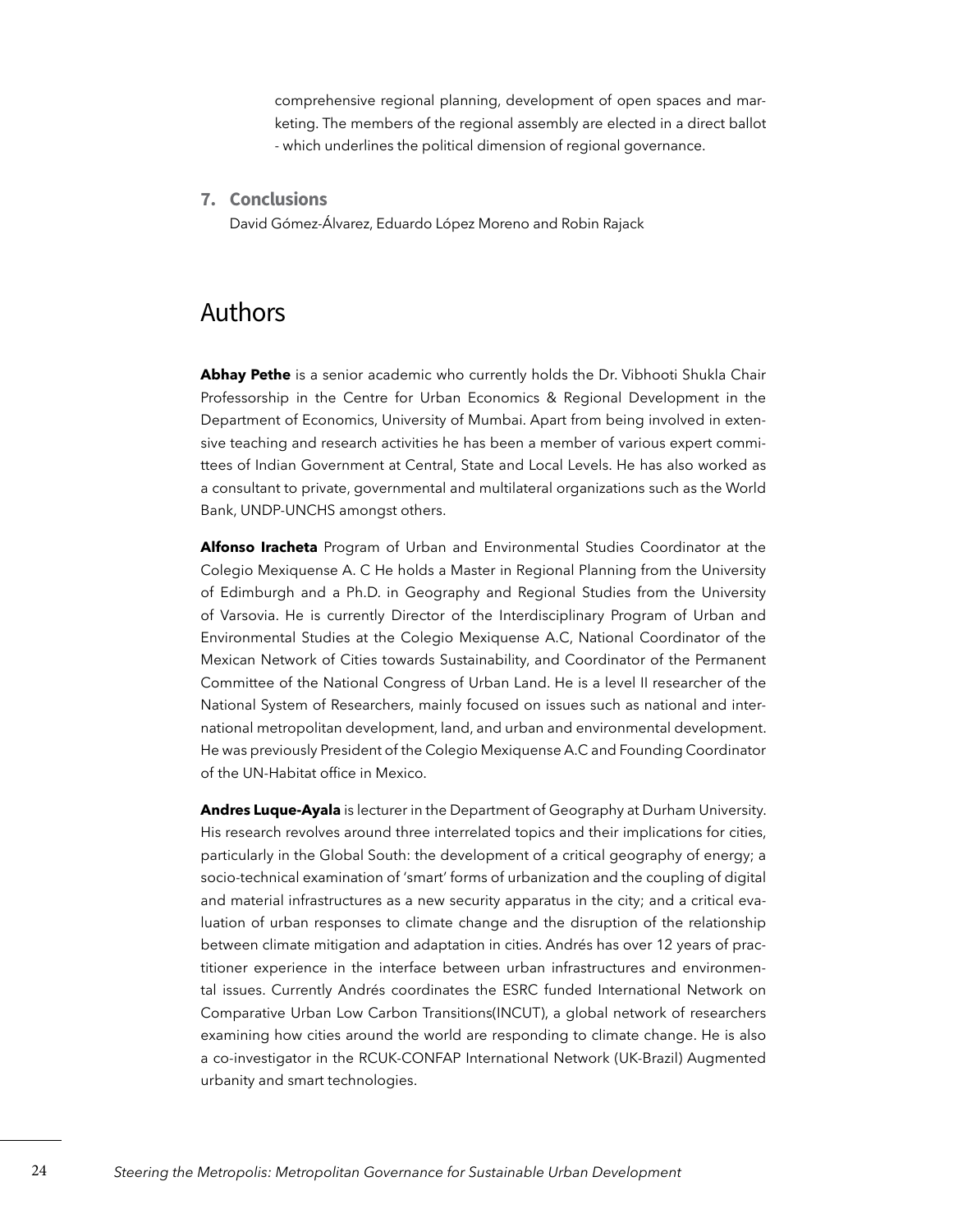comprehensive regional planning, development of open spaces and marketing. The members of the regional assembly are elected in a direct ballot - which underlines the political dimension of regional governance.

### 7. Conclusions

David Gómez-Álvarez, Eduardo López Moreno and Robin Rajack

## Authors

**Abhay Pethe** is a senior academic who currently holds the Dr. Vibhooti Shukla Chair Professorship in the Centre for Urban Economics & Regional Development in the Department of Economics, University of Mumbai. Apart from being involved in extensive teaching and research activities he has been a member of various expert committees of Indian Government at Central, State and Local Levels. He has also worked as a consultant to private, governmental and multilateral organizations such as the World Bank, UNDP-UNCHS amongst others.

**Alfonso Iracheta** Program of Urban and Environmental Studies Coordinator at the Colegio Mexiquense A. C He holds a Master in Regional Planning from the University of Edimburgh and a Ph.D. in Geography and Regional Studies from the University of Varsovia. He is currently Director of the Interdisciplinary Program of Urban and Environmental Studies at the Colegio Mexiquense A.C, National Coordinator of the Mexican Network of Cities towards Sustainability, and Coordinator of the Permanent Committee of the National Congress of Urban Land. He is a level II researcher of the National System of Researchers, mainly focused on issues such as national and international metropolitan development, land, and urban and environmental development. He was previously President of the Colegio Mexiquense A.C and Founding Coordinator of the UN-Habitat office in Mexico.

**Andres Luque-Ayala** is lecturer in the Department of Geography at Durham University. His research revolves around three interrelated topics and their implications for cities, particularly in the Global South: the development of a critical geography of energy; a socio-technical examination of 'smart' forms of urbanization and the coupling of digital and material infrastructures as a new security apparatus in the city; and a critical evaluation of urban responses to climate change and the disruption of the relationship between climate mitigation and adaptation in cities. Andrés has over 12 years of practitioner experience in the interface between urban infrastructures and environmental issues. Currently Andrés coordinates the ESRC funded International Network on Comparative Urban Low Carbon Transitions(INCUT), a global network of researchers examining how cities around the world are responding to climate change. He is also a co-investigator in the RCUK-CONFAP International Network (UK-Brazil) Augmented urbanity and smart technologies.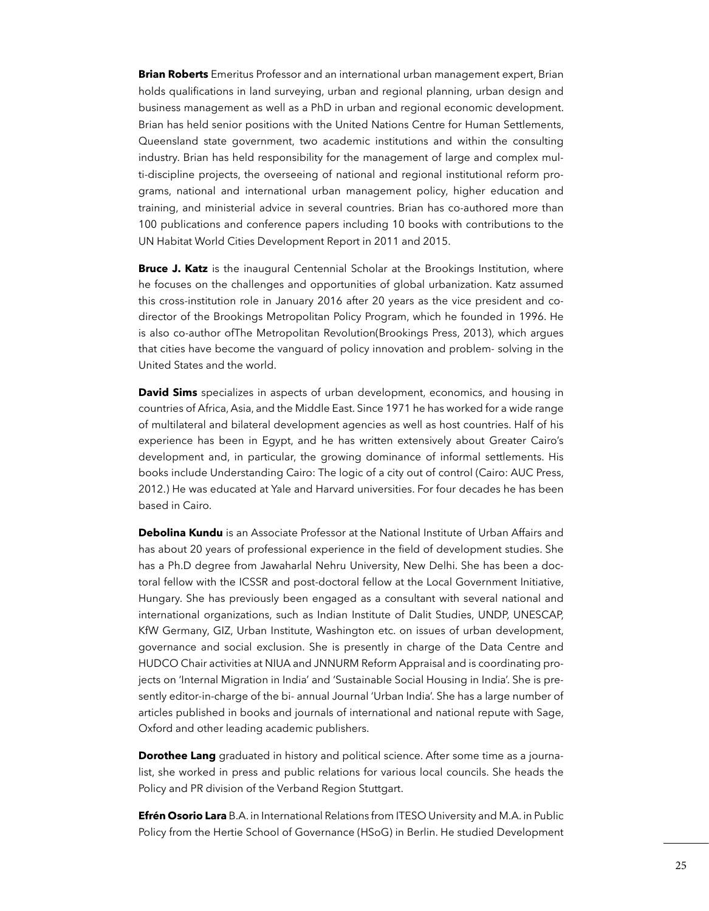**Brian Roberts** Emeritus Professor and an international urban management expert, Brian holds qualifications in land surveying, urban and regional planning, urban design and business management as well as a PhD in urban and regional economic development. Brian has held senior positions with the United Nations Centre for Human Settlements, Queensland state government, two academic institutions and within the consulting industry. Brian has held responsibility for the management of large and complex multi-discipline projects, the overseeing of national and regional institutional reform programs, national and international urban management policy, higher education and training, and ministerial advice in several countries. Brian has co-authored more than 100 publications and conference papers including 10 books with contributions to the UN Habitat World Cities Development Report in 2011 and 2015.

**Bruce J. Katz** is the inaugural Centennial Scholar at the Brookings Institution, where he focuses on the challenges and opportunities of global urbanization. Katz assumed this cross-institution role in January 2016 after 20 years as the vice president and co-director of the Brookings Metropolitan Policy Program, which he founded in 1996. He is also co-author ofThe Metropolitan Revolution(Brookings Press, 2013), which argues that cities have become the vanguard of policy innovation and problem- solving in the United States and the world.

**David Sims** specializes in aspects of urban development, economics, and housing in countries of Africa, Asia, and the Middle East. Since 1971 he has worked for a wide range of multilateral and bilateral development agencies as well as host countries. Half of his experience has been in Egypt, and he has written extensively about Greater Cairo's development and, in particular, the growing dominance of informal settlements. His books include Understanding Cairo: The logic of a city out of control (Cairo: AUC Press, 2012.) He was educated at Yale and Harvard universities. For four decades he has been based in Cairo.

**Debolina Kundu** is an Associate Professor at the National Institute of Urban Affairs and has about 20 years of professional experience in the field of development studies. She has a Ph.D degree from Jawaharlal Nehru University, New Delhi. She has been a doctoral fellow with the ICSSR and post-doctoral fellow at the Local Government Initiative, Hungary. She has previously been engaged as a consultant with several national and international organizations, such as Indian Institute of Dalit Studies, UNDP, UNESCAP, KfW Germany, GIZ, Urban Institute, Washington etc. on issues of urban development, governance and social exclusion. She is presently in charge of the Data Centre and HUDCO Chair activities at NIUA and JNNURM Reform Appraisal and is coordinating projects on 'Internal Migration in India' and 'Sustainable Social Housing in India'. She is presently editor-in-charge of the bi- annual Journal 'Urban India'. She has a large number of articles published in books and journals of international and national repute with Sage, Oxford and other leading academic publishers.

**Dorothee Lang** graduated in history and political science. After some time as a journalist, she worked in press and public relations for various local councils. She heads the Policy and PR division of the Verband Region Stuttgart.

**Efrén Osorio Lara** B.A. in International Relations from ITESO University and M.A. in Public Policy from the Hertie School of Governance (HSoG) in Berlin. He studied Development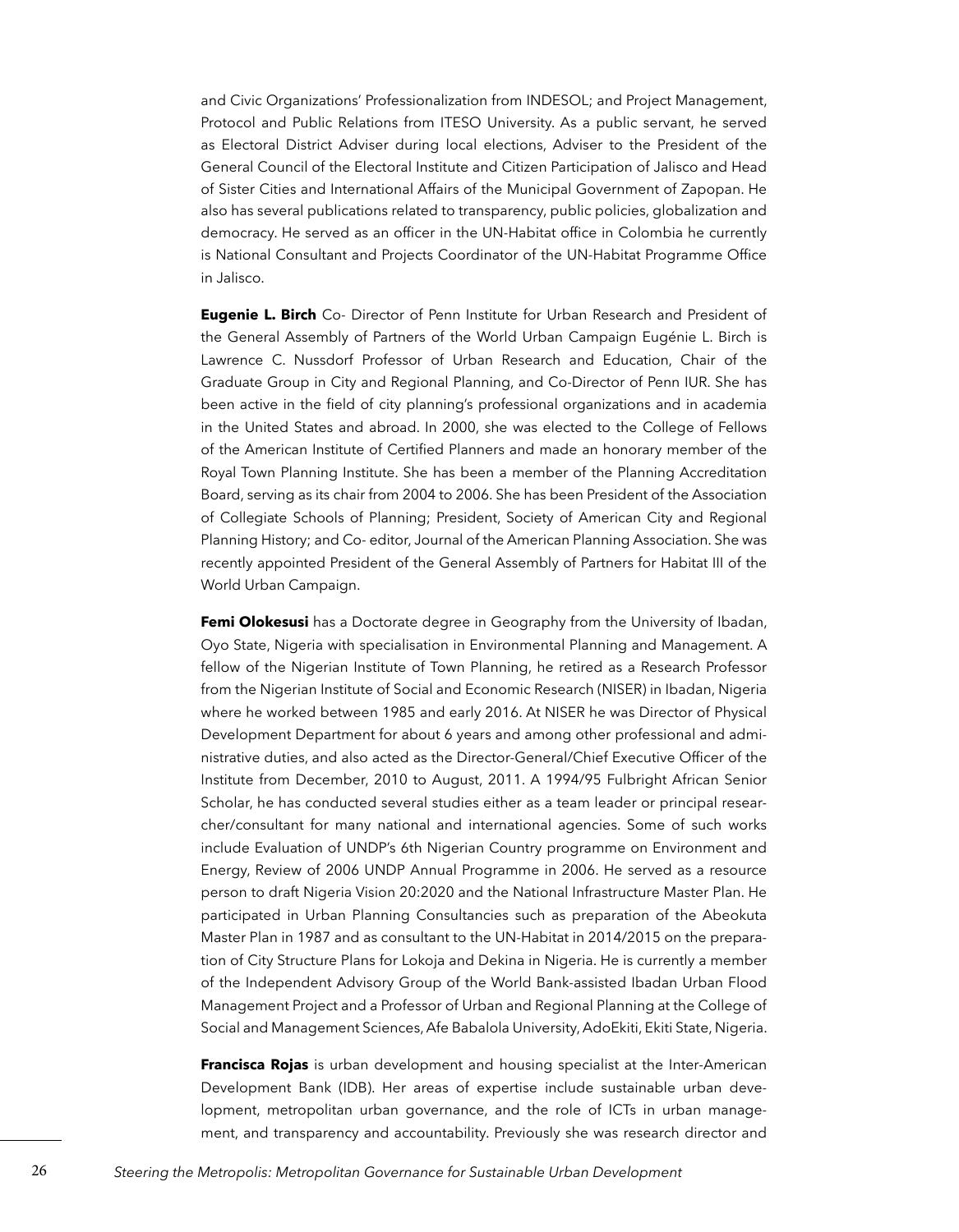and Civic Organizations' Professionalization from INDESOL; and Project Management, Protocol and Public Relations from ITESO University. As a public servant, he served as Electoral District Adviser during local elections, Adviser to the President of the General Council of the Electoral Institute and Citizen Participation of Jalisco and Head of Sister Cities and International Affairs of the Municipal Government of Zapopan. He also has several publications related to transparency, public policies, globalization and democracy. He served as an officer in the UN-Habitat office in Colombia he currently is National Consultant and Projects Coordinator of the UN-Habitat Programme Office in Jalisco.

**Eugenie L. Birch** Co- Director of Penn Institute for Urban Research and President of the General Assembly of Partners of the World Urban Campaign Eugénie L. Birch is Lawrence C. Nussdorf Professor of Urban Research and Education, Chair of the Graduate Group in City and Regional Planning, and Co-Director of Penn IUR. She has been active in the field of city planning's professional organizations and in academia in the United States and abroad. In 2000, she was elected to the College of Fellows of the American Institute of Certified Planners and made an honorary member of the Royal Town Planning Institute. She has been a member of the Planning Accreditation Board, serving as its chair from 2004 to 2006. She has been President of the Association of Collegiate Schools of Planning; President, Society of American City and Regional Planning History; and Co- editor, Journal of the American Planning Association. She was recently appointed President of the General Assembly of Partners for Habitat III of the World Urban Campaign.

**Femi Olokesusi** has a Doctorate degree in Geography from the University of Ibadan, Oyo State, Nigeria with specialisation in Environmental Planning and Management. A fellow of the Nigerian Institute of Town Planning, he retired as a Research Professor from the Nigerian Institute of Social and Economic Research (NISER) in Ibadan, Nigeria where he worked between 1985 and early 2016. At NISER he was Director of Physical Development Department for about 6 years and among other professional and administrative duties, and also acted as the Director-General/Chief Executive Officer of the Institute from December, 2010 to August, 2011. A 1994/95 Fulbright African Senior Scholar, he has conducted several studies either as a team leader or principal researcher/consultant for many national and international agencies. Some of such works include Evaluation of UNDP's 6th Nigerian Country programme on Environment and Energy, Review of 2006 UNDP Annual Programme in 2006. He served as a resource person to draft Nigeria Vision 20:2020 and the National Infrastructure Master Plan. He participated in Urban Planning Consultancies such as preparation of the Abeokuta Master Plan in 1987 and as consultant to the UN-Habitat in 2014/2015 on the preparation of City Structure Plans for Lokoja and Dekina in Nigeria. He is currently a member of the Independent Advisory Group of the World Bank-assisted Ibadan Urban Flood Management Project and a Professor of Urban and Regional Planning at the College of Social and Management Sciences, Afe Babalola University, AdoEkiti, Ekiti State, Nigeria.

**Francisca Rojas** is urban development and housing specialist at the Inter-American Development Bank (IDB). Her areas of expertise include sustainable urban development, metropolitan urban governance, and the role of ICTs in urban management, and transparency and accountability. Previously she was research director and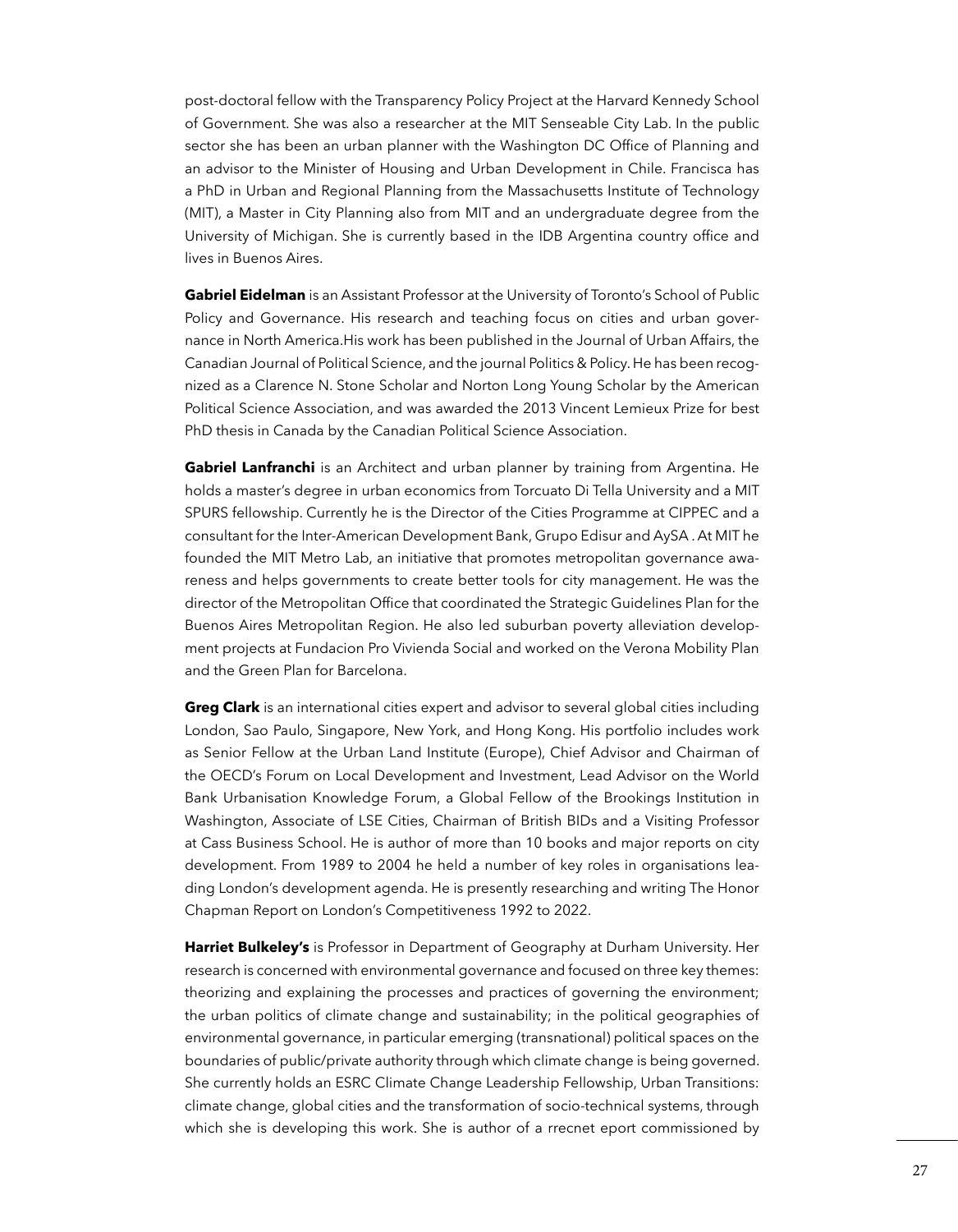post-doctoral fellow with the Transparency Policy Project at the Harvard Kennedy School of Government. She was also a researcher at the MIT Senseable City Lab. In the public sector she has been an urban planner with the Washington DC Office of Planning and an advisor to the Minister of Housing and Urban Development in Chile. Francisca has a PhD in Urban and Regional Planning from the Massachusetts Institute of Technology (MIT), a Master in City Planning also from MIT and an undergraduate degree from the University of Michigan. She is currently based in the IDB Argentina country office and lives in Buenos Aires.

**Gabriel Eidelman** is an Assistant Professor at the University of Toronto's School of Public Policy and Governance. His research and teaching focus on cities and urban governance in North America.His work has been published in the Journal of Urban Affairs, the Canadian Journal of Political Science, and the journal Politics & Policy. He has been recognized as a Clarence N. Stone Scholar and Norton Long Young Scholar by the American Political Science Association, and was awarded the 2013 Vincent Lemieux Prize for best PhD thesis in Canada by the Canadian Political Science Association.

**Gabriel Lanfranchi** is an Architect and urban planner by training from Argentina. He holds a master's degree in urban economics from Torcuato Di Tella University and a MIT SPURS fellowship. Currently he is the Director of the Cities Programme at CIPPEC and a consultant for the Inter-American Development Bank, Grupo Edisur and AySA . At MIT he founded the MIT Metro Lab, an initiative that promotes metropolitan governance awareness and helps governments to create better tools for city management. He was the director of the Metropolitan Office that coordinated the Strategic Guidelines Plan for the Buenos Aires Metropolitan Region. He also led suburban poverty alleviation development projects at Fundacion Pro Vivienda Social and worked on the Verona Mobility Plan and the Green Plan for Barcelona.

**Greg Clark** is an international cities expert and advisor to several global cities including London, Sao Paulo, Singapore, New York, and Hong Kong. His portfolio includes work as Senior Fellow at the Urban Land Institute (Europe), Chief Advisor and Chairman of the OECD's Forum on Local Development and Investment, Lead Advisor on the World Bank Urbanisation Knowledge Forum, a Global Fellow of the Brookings Institution in Washington, Associate of LSE Cities, Chairman of British BIDs and a Visiting Professor at Cass Business School. He is author of more than 10 books and major reports on city development. From 1989 to 2004 he held a number of key roles in organisations leading London's development agenda. He is presently researching and writing The Honor Chapman Report on London's Competitiveness 1992 to 2022.

**Harriet Bulkeley's** is Professor in Department of Geography at Durham University. Her research is concerned with environmental governance and focused on three key themes: theorizing and explaining the processes and practices of governing the environment; the urban politics of climate change and sustainability; in the political geographies of environmental governance, in particular emerging (transnational) political spaces on the boundaries of public/private authority through which climate change is being governed. She currently holds an ESRC Climate Change Leadership Fellowship, Urban Transitions: climate change, global cities and the transformation of socio-technical systems, through which she is developing this work. She is author of a rrecnet eport commissioned by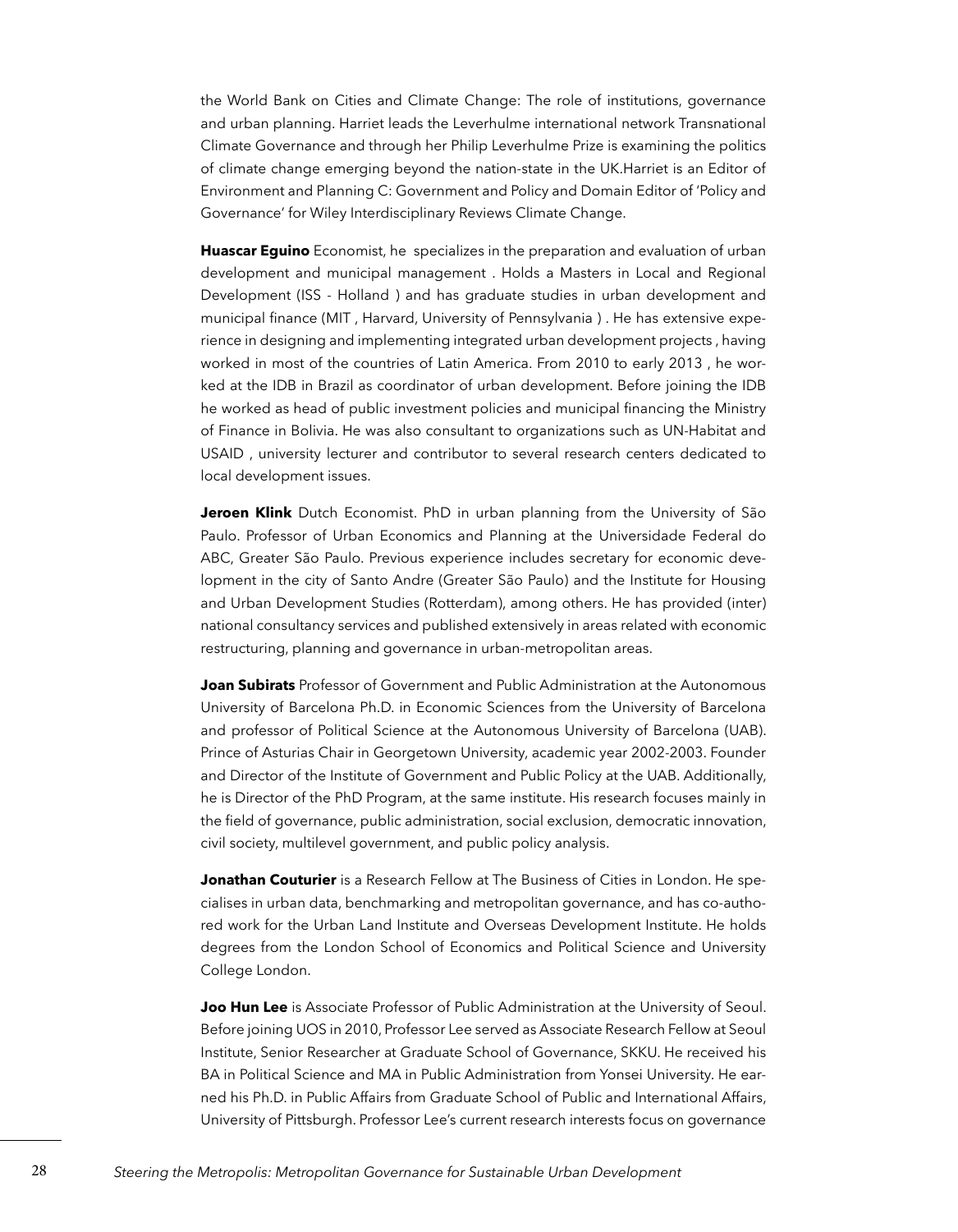the World Bank on Cities and Climate Change: The role of institutions, governance and urban planning. Harriet leads the Leverhulme international network Transnational Climate Governance and through her Philip Leverhulme Prize is examining the politics of climate change emerging beyond the nation-state in the UK.Harriet is an Editor of Environment and Planning C: Government and Policy and Domain Editor of 'Policy and Governance' for Wiley Interdisciplinary Reviews Climate Change.

**Huascar Eguino** Economist, he specializes in the preparation and evaluation of urban development and municipal management . Holds a Masters in Local and Regional Development (ISS - Holland ) and has graduate studies in urban development and municipal finance (MIT , Harvard, University of Pennsylvania ) . He has extensive experience in designing and implementing integrated urban development projects , having worked in most of the countries of Latin America. From 2010 to early 2013 , he worked at the IDB in Brazil as coordinator of urban development. Before joining the IDB he worked as head of public investment policies and municipal financing the Ministry of Finance in Bolivia. He was also consultant to organizations such as UN-Habitat and USAID , university lecturer and contributor to several research centers dedicated to local development issues.

**Jeroen Klink** Dutch Economist. PhD in urban planning from the University of São Paulo. Professor of Urban Economics and Planning at the Universidade Federal do ABC, Greater São Paulo. Previous experience includes secretary for economic development in the city of Santo Andre (Greater São Paulo) and the Institute for Housing and Urban Development Studies (Rotterdam), among others. He has provided (inter) national consultancy services and published extensively in areas related with economic restructuring, planning and governance in urban-metropolitan areas.

**Joan Subirats** Professor of Government and Public Administration at the Autonomous University of Barcelona Ph.D. in Economic Sciences from the University of Barcelona and professor of Political Science at the Autonomous University of Barcelona (UAB). Prince of Asturias Chair in Georgetown University, academic year 2002-2003. Founder and Director of the Institute of Government and Public Policy at the UAB. Additionally, he is Director of the PhD Program, at the same institute. His research focuses mainly in the field of governance, public administration, social exclusion, democratic innovation, civil society, multilevel government, and public policy analysis.

**Jonathan Couturier** is a Research Fellow at The Business of Cities in London. He specialises in urban data, benchmarking and metropolitan governance, and has co-authored work for the Urban Land Institute and Overseas Development Institute. He holds degrees from the London School of Economics and Political Science and University College London.

**Joo Hun Lee** is Associate Professor of Public Administration at the University of Seoul. Before joining UOS in 2010, Professor Lee served as Associate Research Fellow at Seoul Institute, Senior Researcher at Graduate School of Governance, SKKU. He received his BA in Political Science and MA in Public Administration from Yonsei University. He earned his Ph.D. in Public Affairs from Graduate School of Public and International Affairs, University of Pittsburgh. Professor Lee's current research interests focus on governance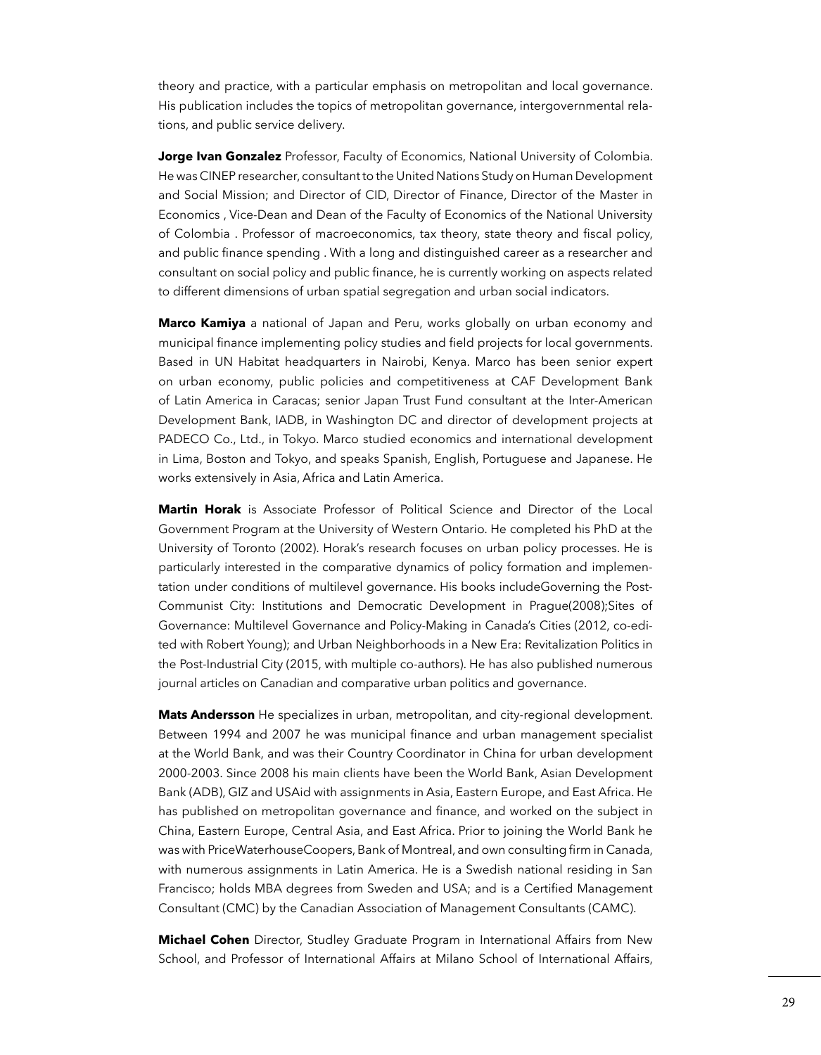theory and practice, with a particular emphasis on metropolitan and local governance. His publication includes the topics of metropolitan governance, intergovernmental relations, and public service delivery.

**Jorge Ivan Gonzalez** Professor, Faculty of Economics, National University of Colombia. He was CINEP researcher, consultant to the United Nations Study on Human Development and Social Mission; and Director of CID, Director of Finance, Director of the Master in Economics , Vice-Dean and Dean of the Faculty of Economics of the National University of Colombia . Professor of macroeconomics, tax theory, state theory and fiscal policy, and public finance spending . With a long and distinguished career as a researcher and consultant on social policy and public finance, he is currently working on aspects related to different dimensions of urban spatial segregation and urban social indicators.

**Marco Kamiya** a national of Japan and Peru, works globally on urban economy and municipal finance implementing policy studies and field projects for local governments. Based in UN Habitat headquarters in Nairobi, Kenya. Marco has been senior expert on urban economy, public policies and competitiveness at CAF Development Bank of Latin America in Caracas; senior Japan Trust Fund consultant at the Inter-American Development Bank, IADB, in Washington DC and director of development projects at PADECO Co., Ltd., in Tokyo. Marco studied economics and international development in Lima, Boston and Tokyo, and speaks Spanish, English, Portuguese and Japanese. He works extensively in Asia, Africa and Latin America.

**Martin Horak** is Associate Professor of Political Science and Director of the Local Government Program at the University of Western Ontario. He completed his PhD at the University of Toronto (2002). Horak's research focuses on urban policy processes. He is particularly interested in the comparative dynamics of policy formation and implementation under conditions of multilevel governance. His books includeGoverning the Post-Communist City: Institutions and Democratic Development in Prague(2008);Sites of Governance: Multilevel Governance and Policy-Making in Canada's Cities (2012, co-edited with Robert Young); and Urban Neighborhoods in a New Era: Revitalization Politics in the Post-Industrial City (2015, with multiple co-authors). He has also published numerous journal articles on Canadian and comparative urban politics and governance.

**Mats Andersson** He specializes in urban, metropolitan, and city-regional development. Between 1994 and 2007 he was municipal finance and urban management specialist at the World Bank, and was their Country Coordinator in China for urban development 2000-2003. Since 2008 his main clients have been the World Bank, Asian Development Bank (ADB), GIZ and USAid with assignments in Asia, Eastern Europe, and East Africa. He has published on metropolitan governance and finance, and worked on the subject in China, Eastern Europe, Central Asia, and East Africa. Prior to joining the World Bank he was with PriceWaterhouseCoopers, Bank of Montreal, and own consulting firm in Canada, with numerous assignments in Latin America. He is a Swedish national residing in San Francisco; holds MBA degrees from Sweden and USA; and is a Certified Management Consultant (CMC) by the Canadian Association of Management Consultants (CAMC).

**Michael Cohen** Director, Studley Graduate Program in International Affairs from New School, and Professor of International Affairs at Milano School of International Affairs,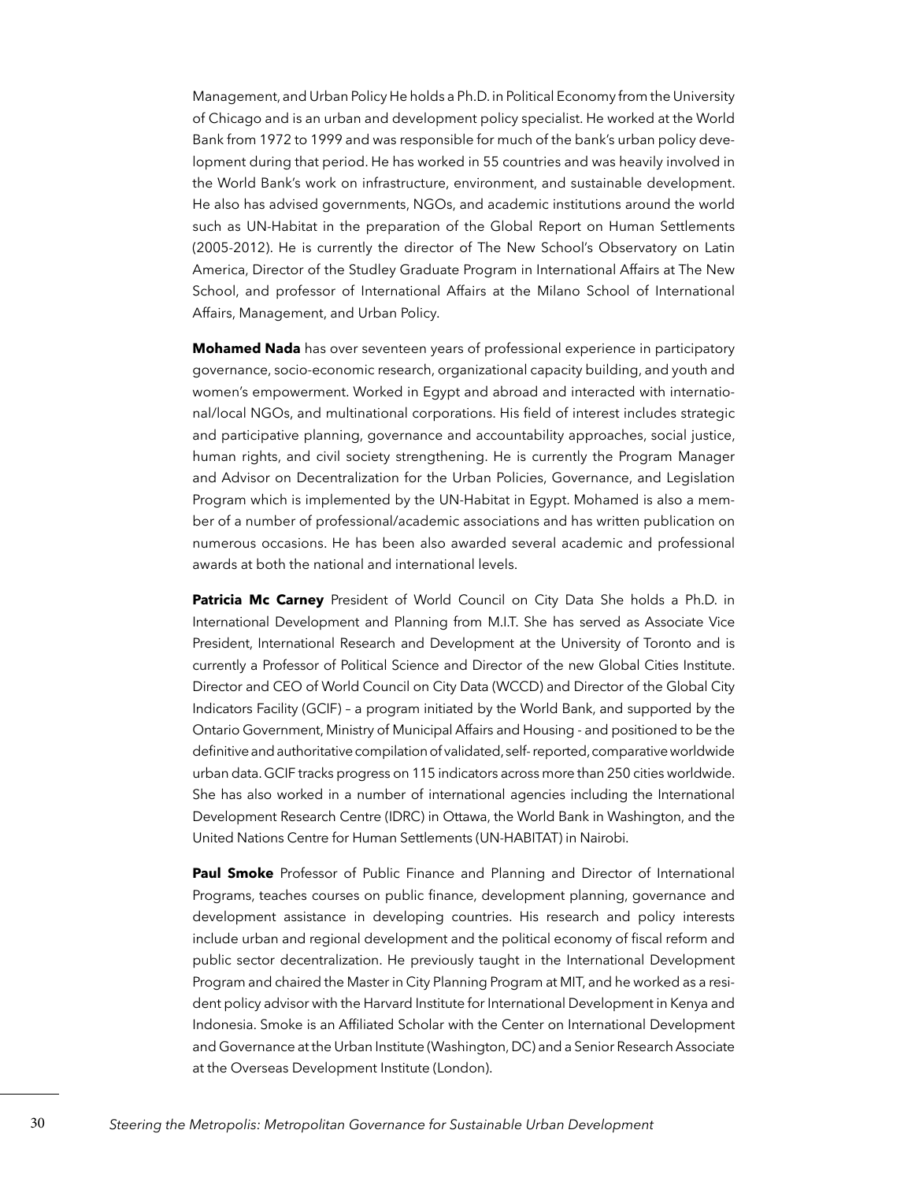Management, and Urban Policy He holds a Ph.D. in Political Economy from the University of Chicago and is an urban and development policy specialist. He worked at the World Bank from 1972 to 1999 and was responsible for much of the bank's urban policy development during that period. He has worked in 55 countries and was heavily involved in the World Bank's work on infrastructure, environment, and sustainable development. He also has advised governments, NGOs, and academic institutions around the world such as UN-Habitat in the preparation of the Global Report on Human Settlements (2005-2012). He is currently the director of The New School's Observatory on Latin America, Director of the Studley Graduate Program in International Affairs at The New School, and professor of International Affairs at the Milano School of International Affairs, Management, and Urban Policy.

**Mohamed Nada** has over seventeen years of professional experience in participatory governance, socio-economic research, organizational capacity building, and youth and women's empowerment. Worked in Egypt and abroad and interacted with international/local NGOs, and multinational corporations. His field of interest includes strategic and participative planning, governance and accountability approaches, social justice, human rights, and civil society strengthening. He is currently the Program Manager and Advisor on Decentralization for the Urban Policies, Governance, and Legislation Program which is implemented by the UN-Habitat in Egypt. Mohamed is also a member of a number of professional/academic associations and has written publication on numerous occasions. He has been also awarded several academic and professional awards at both the national and international levels.

**Patricia Mc Carney** President of World Council on City Data She holds a Ph.D. in International Development and Planning from M.I.T. She has served as Associate Vice President, International Research and Development at the University of Toronto and is currently a Professor of Political Science and Director of the new Global Cities Institute. Director and CEO of World Council on City Data (WCCD) and Director of the Global City Indicators Facility (GCIF) – a program initiated by the World Bank, and supported by the Ontario Government, Ministry of Municipal Affairs and Housing - and positioned to be the definitive and authoritative compilation of validated, self- reported, comparative worldwide urban data. GCIF tracks progress on 115 indicators across more than 250 cities worldwide. She has also worked in a number of international agencies including the International Development Research Centre (IDRC) in Ottawa, the World Bank in Washington, and the United Nations Centre for Human Settlements (UN-HABITAT) in Nairobi.

**Paul Smoke** Professor of Public Finance and Planning and Director of International Programs, teaches courses on public finance, development planning, governance and development assistance in developing countries. His research and policy interests include urban and regional development and the political economy of fiscal reform and public sector decentralization. He previously taught in the International Development Program and chaired the Master in City Planning Program at MIT, and he worked as a resident policy advisor with the Harvard Institute for International Development in Kenya and Indonesia. Smoke is an Affiliated Scholar with the Center on International Development and Governance at the Urban Institute (Washington, DC) and a Senior Research Associate at the Overseas Development Institute (London).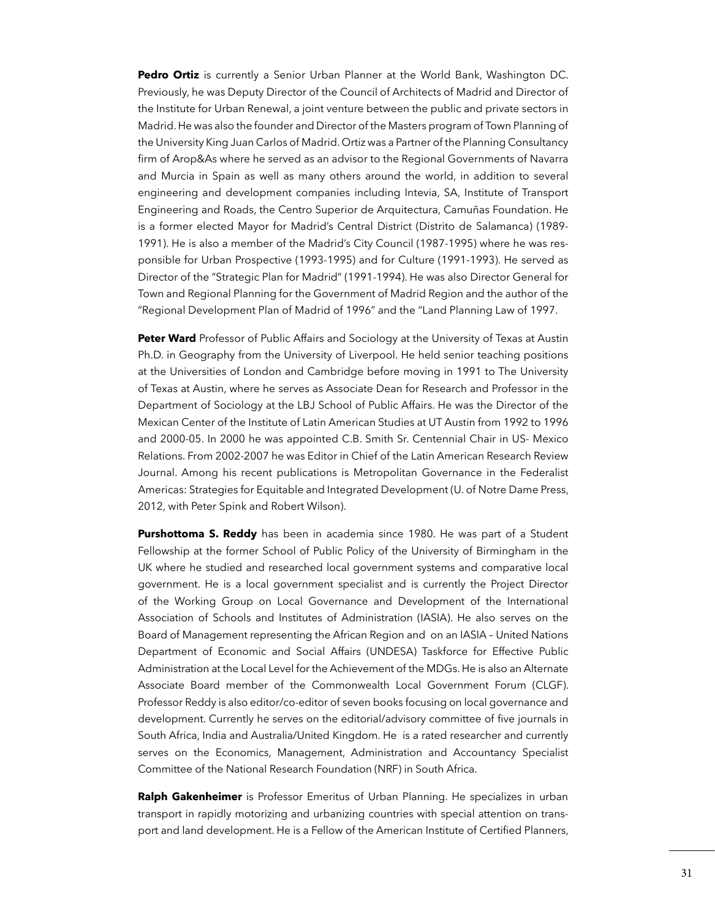**Pedro Ortiz** is currently a Senior Urban Planner at the World Bank, Washington DC. Previously, he was Deputy Director of the Council of Architects of Madrid and Director of the Institute for Urban Renewal, a joint venture between the public and private sectors in Madrid. He was also the founder and Director of the Masters program of Town Planning of the University King Juan Carlos of Madrid. Ortiz was a Partner of the Planning Consultancy firm of Arop&As where he served as an advisor to the Regional Governments of Navarra and Murcia in Spain as well as many others around the world, in addition to several engineering and development companies including Intevia, SA, Institute of Transport Engineering and Roads, the Centro Superior de Arquitectura, Camuñas Foundation. He is a former elected Mayor for Madrid's Central District (Distrito de Salamanca) (1989-1991). He is also a member of the Madrid's City Council (1987-1995) where he was responsible for Urban Prospective (1993-1995) and for Culture (1991-1993). He served as Director of the "Strategic Plan for Madrid" (1991-1994). He was also Director General for Town and Regional Planning for the Government of Madrid Region and the author of the "Regional Development Plan of Madrid of 1996" and the "Land Planning Law of 1997.

**Peter Ward** Professor of Public Affairs and Sociology at the University of Texas at Austin Ph.D. in Geography from the University of Liverpool. He held senior teaching positions at the Universities of London and Cambridge before moving in 1991 to The University of Texas at Austin, where he serves as Associate Dean for Research and Professor in the Department of Sociology at the LBJ School of Public Affairs. He was the Director of the Mexican Center of the Institute of Latin American Studies at UT Austin from 1992 to 1996 and 2000-05. In 2000 he was appointed C.B. Smith Sr. Centennial Chair in US- Mexico Relations. From 2002-2007 he was Editor in Chief of the Latin American Research Review Journal. Among his recent publications is Metropolitan Governance in the Federalist Americas: Strategies for Equitable and Integrated Development (U. of Notre Dame Press, 2012, with Peter Spink and Robert Wilson).

**Purshottoma S. Reddy** has been in academia since 1980. He was part of a Student Fellowship at the former School of Public Policy of the University of Birmingham in the UK where he studied and researched local government systems and comparative local government. He is a local government specialist and is currently the Project Director of the Working Group on Local Governance and Development of the International Association of Schools and Institutes of Administration (IASIA). He also serves on the Board of Management representing the African Region and on an IASIA – United Nations Department of Economic and Social Affairs (UNDESA) Taskforce for Effective Public Administration at the Local Level for the Achievement of the MDGs. He is also an Alternate Associate Board member of the Commonwealth Local Government Forum (CLGF). Professor Reddy is also editor/co-editor of seven books focusing on local governance and development. Currently he serves on the editorial/advisory committee of five journals in South Africa, India and Australia/United Kingdom. He is a rated researcher and currently serves on the Economics, Management, Administration and Accountancy Specialist Committee of the National Research Foundation (NRF) in South Africa.

**Ralph Gakenheimer** is Professor Emeritus of Urban Planning. He specializes in urban transport in rapidly motorizing and urbanizing countries with special attention on transport and land development. He is a Fellow of the American Institute of Certified Planners,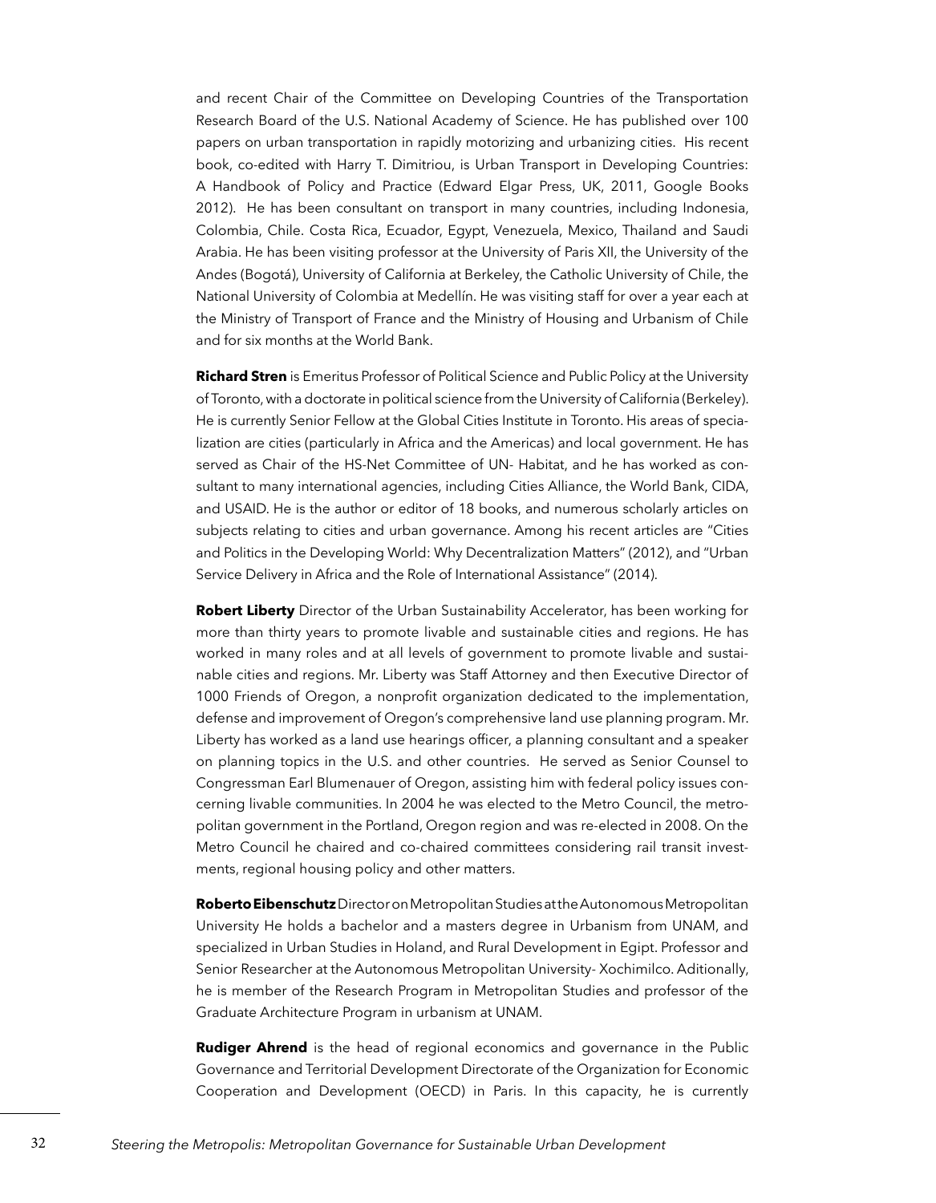and recent Chair of the Committee on Developing Countries of the Transportation Research Board of the U.S. National Academy of Science. He has published over 100 papers on urban transportation in rapidly motorizing and urbanizing cities. His recent book, co-edited with Harry T. Dimitriou, is Urban Transport in Developing Countries: A Handbook of Policy and Practice (Edward Elgar Press, UK, 2011, Google Books 2012). He has been consultant on transport in many countries, including Indonesia, Colombia, Chile. Costa Rica, Ecuador, Egypt, Venezuela, Mexico, Thailand and Saudi Arabia. He has been visiting professor at the University of Paris XII, the University of the Andes (Bogotá), University of California at Berkeley, the Catholic University of Chile, the National University of Colombia at Medellín. He was visiting staff for over a year each at the Ministry of Transport of France and the Ministry of Housing and Urbanism of Chile and for six months at the World Bank.

**Richard Stren** is Emeritus Professor of Political Science and Public Policy at the University of Toronto, with a doctorate in political science from the University of California (Berkeley). He is currently Senior Fellow at the Global Cities Institute in Toronto. His areas of specialization are cities (particularly in Africa and the Americas) and local government. He has served as Chair of the HS-Net Committee of UN- Habitat, and he has worked as consultant to many international agencies, including Cities Alliance, the World Bank, CIDA, and USAID. He is the author or editor of 18 books, and numerous scholarly articles on subjects relating to cities and urban governance. Among his recent articles are "Cities and Politics in the Developing World: Why Decentralization Matters" (2012), and "Urban Service Delivery in Africa and the Role of International Assistance" (2014).

**Robert Liberty** Director of the Urban Sustainability Accelerator, has been working for more than thirty years to promote livable and sustainable cities and regions. He has worked in many roles and at all levels of government to promote livable and sustainable cities and regions. Mr. Liberty was Staff Attorney and then Executive Director of 1000 Friends of Oregon, a nonprofit organization dedicated to the implementation, defense and improvement of Oregon's comprehensive land use planning program. Mr. Liberty has worked as a land use hearings officer, a planning consultant and a speaker on planning topics in the U.S. and other countries. He served as Senior Counsel to Congressman Earl Blumenauer of Oregon, assisting him with federal policy issues concerning livable communities. In 2004 he was elected to the Metro Council, the metropolitan government in the Portland, Oregon region and was re-elected in 2008. On the Metro Council he chaired and co-chaired committees considering rail transit investments, regional housing policy and other matters.

**Roberto Eibenschutz** Director on Metropolitan Studies at the Autonomous Metropolitan University He holds a bachelor and a masters degree in Urbanism from UNAM, and specialized in Urban Studies in Holand, and Rural Development in Egipt. Professor and Senior Researcher at the Autonomous Metropolitan University- Xochimilco. Aditionally, he is member of the Research Program in Metropolitan Studies and professor of the Graduate Architecture Program in urbanism at UNAM.

**Rudiger Ahrend** is the head of regional economics and governance in the Public Governance and Territorial Development Directorate of the Organization for Economic Cooperation and Development (OECD) in Paris. In this capacity, he is currently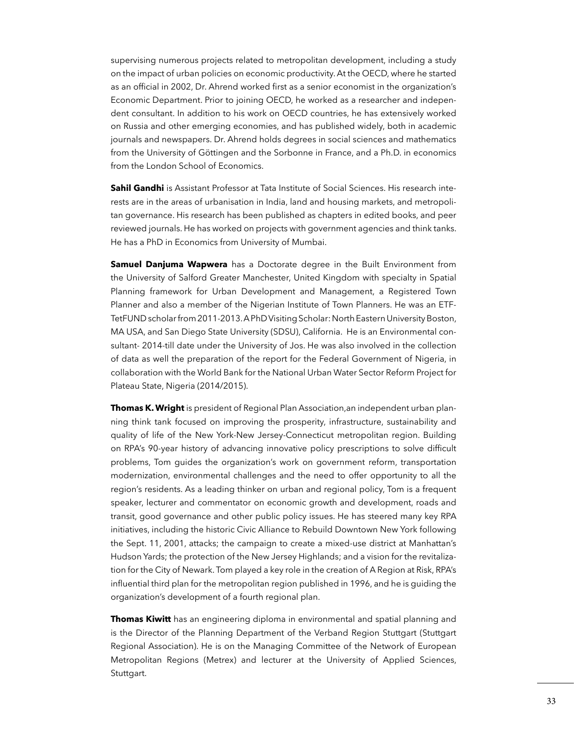supervising numerous projects related to metropolitan development, including a study on the impact of urban policies on economic productivity. At the OECD, where he started as an official in 2002, Dr. Ahrend worked first as a senior economist in the organization's Economic Department. Prior to joining OECD, he worked as a researcher and independent consultant. In addition to his work on OECD countries, he has extensively worked on Russia and other emerging economies, and has published widely, both in academic journals and newspapers. Dr. Ahrend holds degrees in social sciences and mathematics from the University of Göttingen and the Sorbonne in France, and a Ph.D. in economics from the London School of Economics.

**Sahil Gandhi** is Assistant Professor at Tata Institute of Social Sciences. His research interests are in the areas of urbanisation in India, land and housing markets, and metropolitan governance. His research has been published as chapters in edited books, and peer reviewed journals. He has worked on projects with government agencies and think tanks. He has a PhD in Economics from University of Mumbai.

**Samuel Danjuma Wapwera** has a Doctorate degree in the Built Environment from the University of Salford Greater Manchester, United Kingdom with specialty in Spatial Planning framework for Urban Development and Management, a Registered Town Planner and also a member of the Nigerian Institute of Town Planners. He was an ETF-TetFUND scholar from 2011-2013. A PhD Visiting Scholar: North Eastern University Boston, MA USA, and San Diego State University (SDSU), California. He is an Environmental consultant- 2014-till date under the University of Jos. He was also involved in the collection of data as well the preparation of the report for the Federal Government of Nigeria, in collaboration with the World Bank for the National Urban Water Sector Reform Project for Plateau State, Nigeria (2014/2015).

**Thomas K. Wright** is president of Regional Plan Association,an independent urban planning think tank focused on improving the prosperity, infrastructure, sustainability and quality of life of the New York-New Jersey-Connecticut metropolitan region. Building on RPA's 90-year history of advancing innovative policy prescriptions to solve difficult problems, Tom guides the organization's work on government reform, transportation modernization, environmental challenges and the need to offer opportunity to all the region's residents. As a leading thinker on urban and regional policy, Tom is a frequent speaker, lecturer and commentator on economic growth and development, roads and transit, good governance and other public policy issues. He has steered many key RPA initiatives, including the historic Civic Alliance to Rebuild Downtown New York following the Sept. 11, 2001, attacks; the campaign to create a mixed-use district at Manhattan's Hudson Yards; the protection of the New Jersey Highlands; and a vision for the revitalization for the City of Newark. Tom played a key role in the creation of A Region at Risk, RPA's influential third plan for the metropolitan region published in 1996, and he is guiding the organization's development of a fourth regional plan.

**Thomas Kiwitt** has an engineering diploma in environmental and spatial planning and is the Director of the Planning Department of the Verband Region Stuttgart (Stuttgart Regional Association). He is on the Managing Committee of the Network of European Metropolitan Regions (Metrex) and lecturer at the University of Applied Sciences, Stuttgart.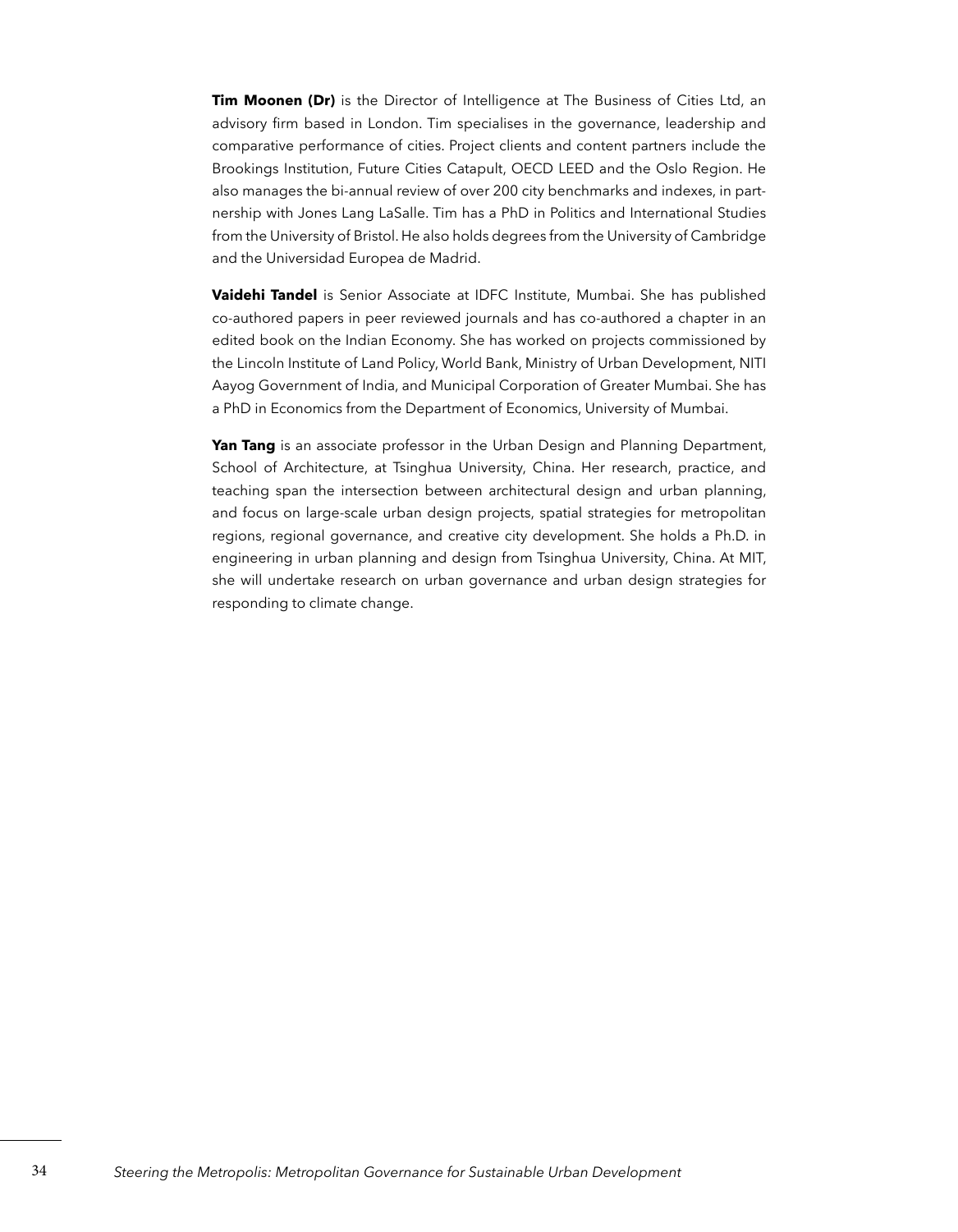**Tim Moonen (Dr)** is the Director of Intelligence at The Business of Cities Ltd, an advisory firm based in London. Tim specialises in the governance, leadership and comparative performance of cities. Project clients and content partners include the Brookings Institution, Future Cities Catapult, OECD LEED and the Oslo Region. He also manages the bi-annual review of over 200 city benchmarks and indexes, in partnership with Jones Lang LaSalle. Tim has a PhD in Politics and International Studies from the University of Bristol. He also holds degrees from the University of Cambridge and the Universidad Europea de Madrid.

**Vaidehi Tandel** is Senior Associate at IDFC Institute, Mumbai. She has published co-authored papers in peer reviewed journals and has co-authored a chapter in an edited book on the Indian Economy. She has worked on projects commissioned by the Lincoln Institute of Land Policy, World Bank, Ministry of Urban Development, NITI Aayog Government of India, and Municipal Corporation of Greater Mumbai. She has a PhD in Economics from the Department of Economics, University of Mumbai.

**Yan Tang** is an associate professor in the Urban Design and Planning Department, School of Architecture, at Tsinghua University, China. Her research, practice, and teaching span the intersection between architectural design and urban planning, and focus on large-scale urban design projects, spatial strategies for metropolitan regions, regional governance, and creative city development. She holds a Ph.D. in engineering in urban planning and design from Tsinghua University, China. At MIT, she will undertake research on urban governance and urban design strategies for responding to climate change.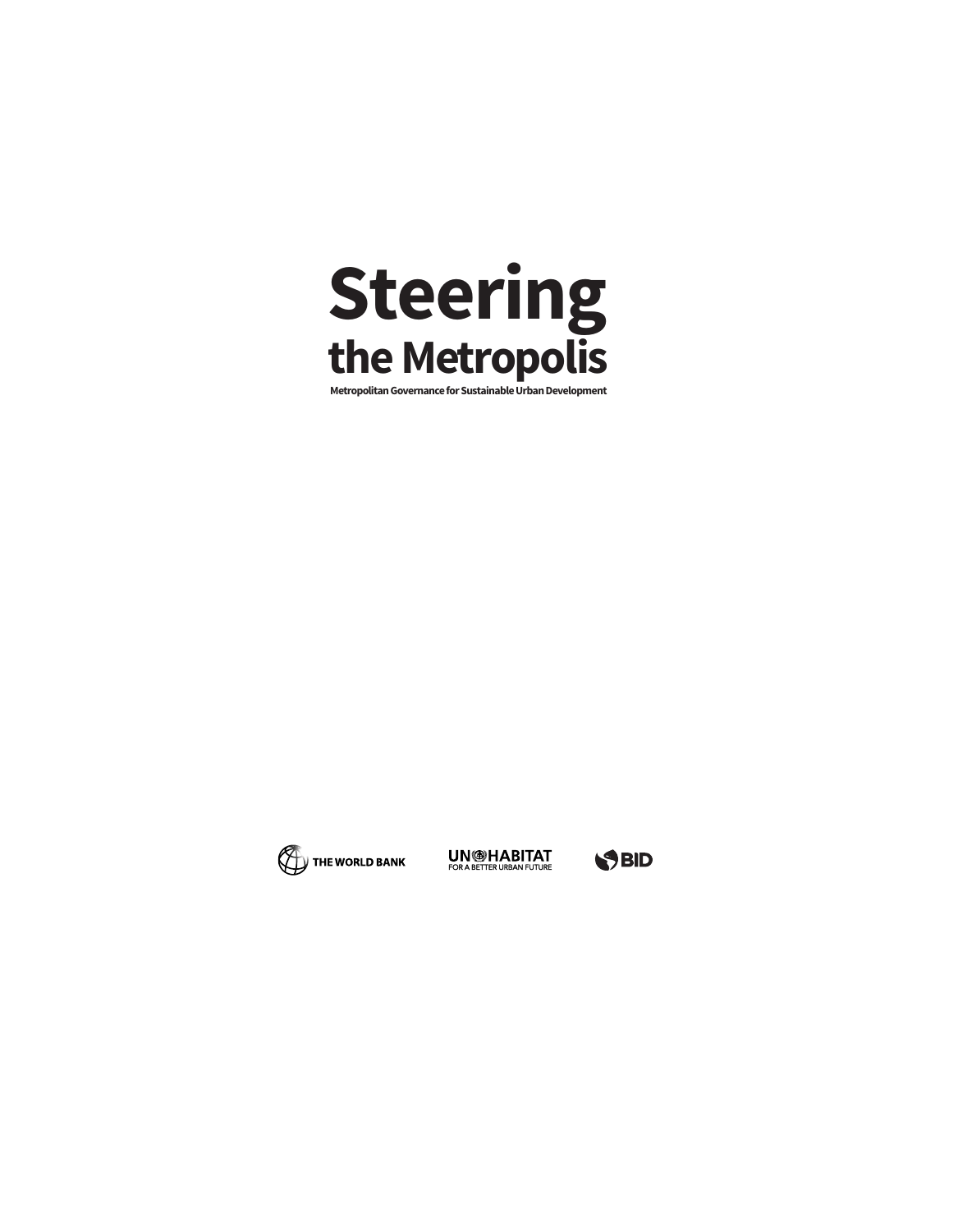# Steering the Metropolis

Metropolitan Governance for Sustainable Urban Development

THE WORLD BANK

UN-HABITAT
FOR A BETTER URBAN FUTURE

BID